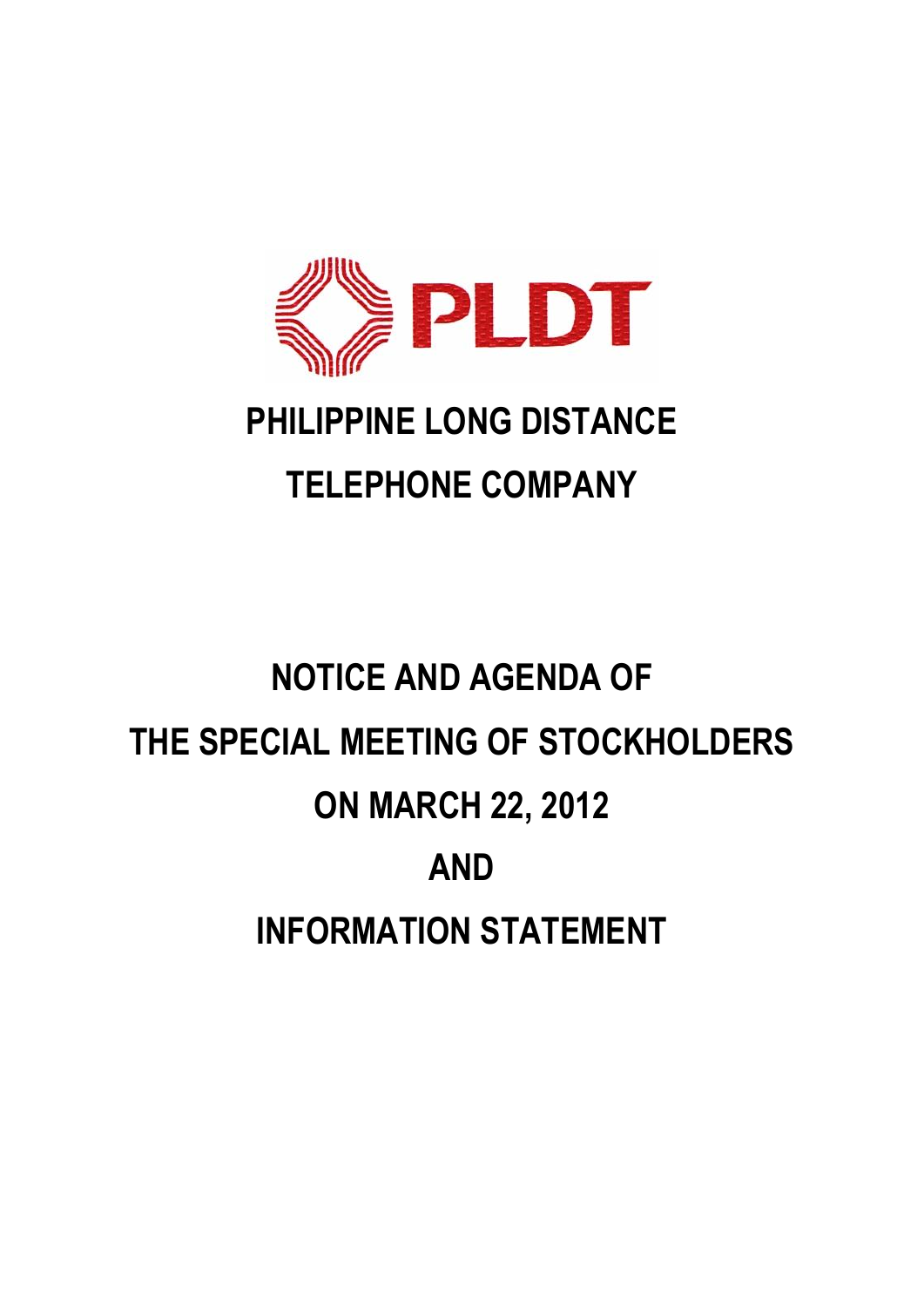PLDT

# PHILIPPINE LONG DISTANCE TELEPHONE COMPANY

# NOTICE AND AGENDA OF THE SPECIAL MEETING OF STOCKHOLDERS ON MARCH 22, 2012 AND INFORMATION STATEMENT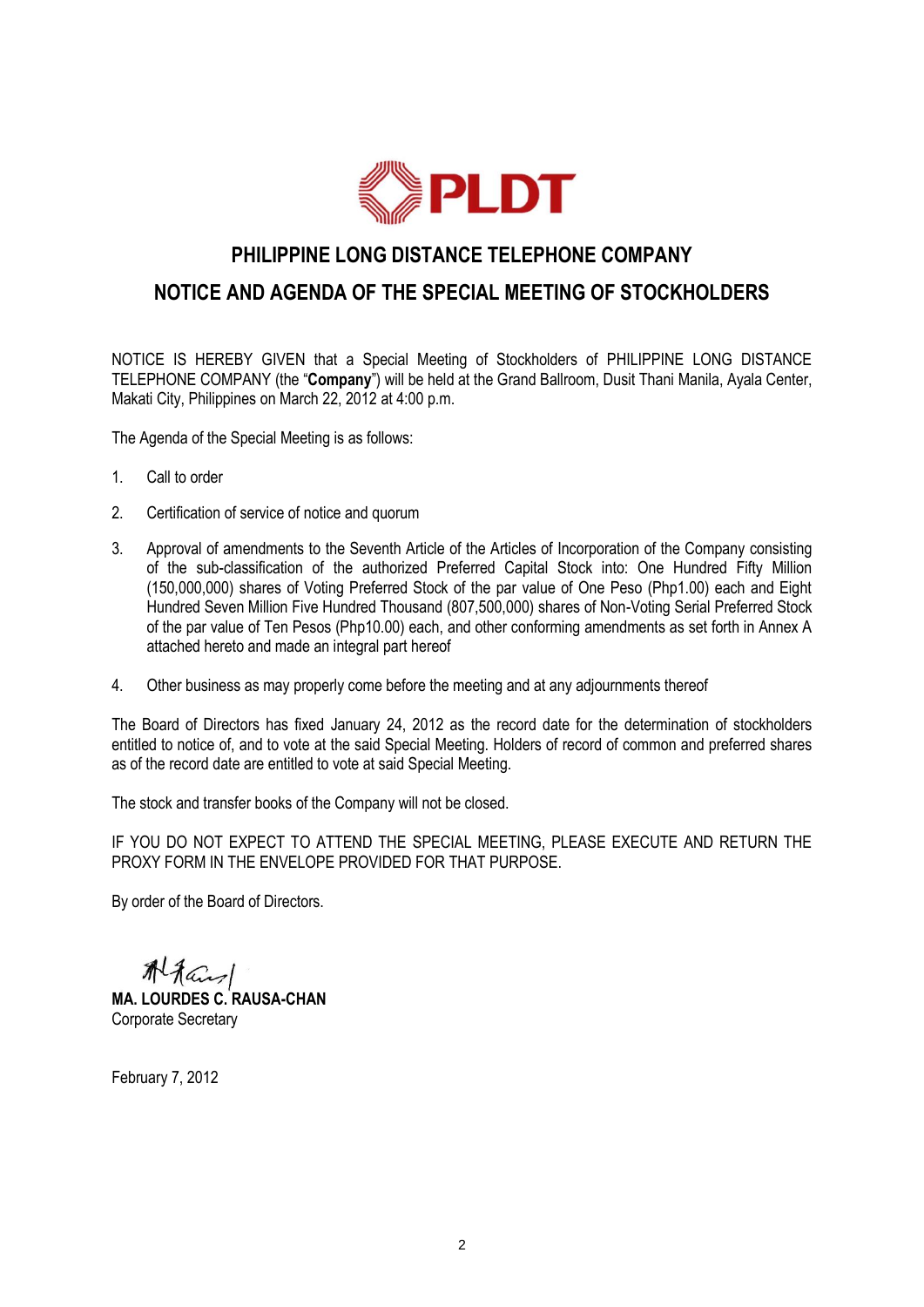PLDT

# PHILIPPINE LONG DISTANCE TELEPHONE COMPANY

## NOTICE AND AGENDA OF THE SPECIAL MEETING OF STOCKHOLDERS

NOTICE IS HEREBY GIVEN that a Special Meeting of Stockholders of PHILIPPINE LONG DISTANCE TELEPHONE COMPANY (the "**Company**") will be held at the Grand Ballroom, Dusit Thani Manila, Ayala Center, Makati City, Philippines on March 22, 2012 at 4:00 p.m.

The Agenda of the Special Meeting is as follows:

1. Call to order
2. Certification of service of notice and quorum
3. Approval of amendments to the Seventh Article of the Articles of Incorporation of the Company consisting of the sub-classification of the authorized Preferred Capital Stock into: One Hundred Fifty Million (150,000,000) shares of Voting Preferred Stock of the par value of One Peso (Php1.00) each and Eight Hundred Seven Million Five Hundred Thousand (807,500,000) shares of Non-Voting Serial Preferred Stock of the par value of Ten Pesos (Php10.00) each, and other conforming amendments as set forth in Annex A attached hereto and made an integral part hereof
4. Other business as may properly come before the meeting and at any adjournments thereof

The Board of Directors has fixed January 24, 2012 as the record date for the determination of stockholders entitled to notice of, and to vote at the said Special Meeting. Holders of record of common and preferred shares as of the record date are entitled to vote at said Special Meeting.

The stock and transfer books of the Company will not be closed.

IF YOU DO NOT EXPECT TO ATTEND THE SPECIAL MEETING, PLEASE EXECUTE AND RETURN THE PROXY FORM IN THE ENVELOPE PROVIDED FOR THAT PURPOSE.

By order of the Board of Directors.

**MA. LOURDES C. RAUSA-CHAN**
Corporate Secretary

February 7, 2012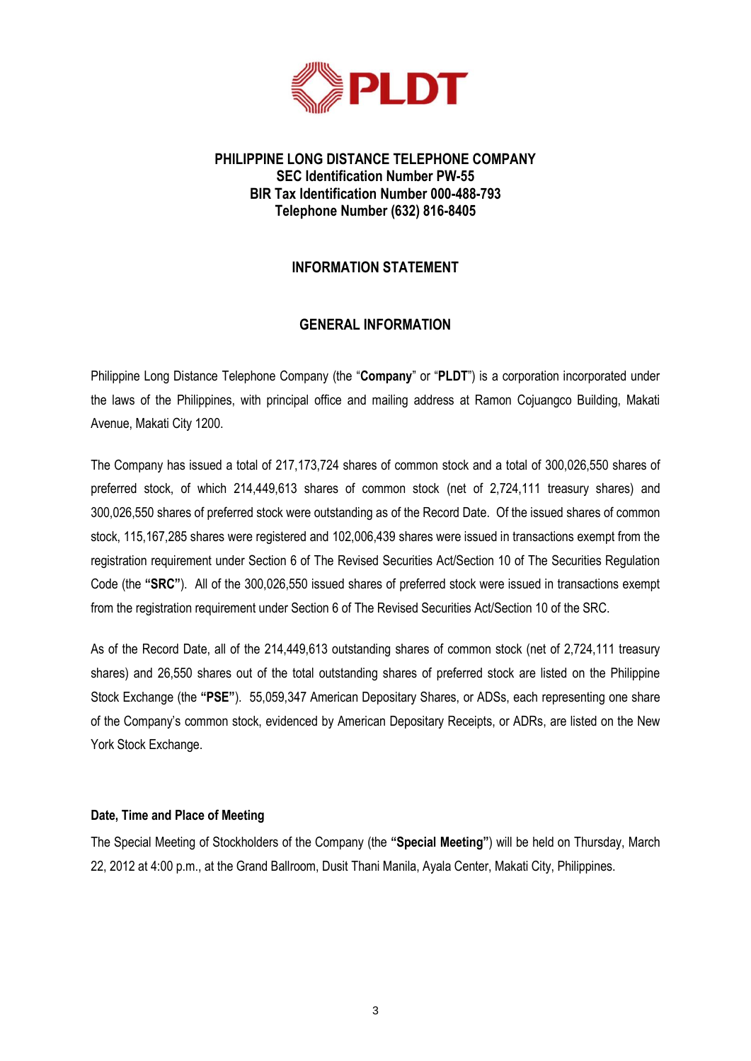**PHILIPPINE LONG DISTANCE TELEPHONE COMPANY**
**SEC Identification Number PW-55**
**BIR Tax Identification Number 000-488-793**
**Telephone Number (632) 816-8405**

## INFORMATION STATEMENT

## GENERAL INFORMATION

Philippine Long Distance Telephone Company (the "**Company**" or "**PLDT**") is a corporation incorporated under the laws of the Philippines, with principal office and mailing address at Ramon Cojuangco Building, Makati Avenue, Makati City 1200.

The Company has issued a total of 217,173,724 shares of common stock and a total of 300,026,550 shares of preferred stock, of which 214,449,613 shares of common stock (net of 2,724,111 treasury shares) and 300,026,550 shares of preferred stock were outstanding as of the Record Date. Of the issued shares of common stock, 115,167,285 shares were registered and 102,006,439 shares were issued in transactions exempt from the registration requirement under Section 6 of The Revised Securities Act/Section 10 of The Securities Regulation Code (the **"SRC"**). All of the 300,026,550 issued shares of preferred stock were issued in transactions exempt from the registration requirement under Section 6 of The Revised Securities Act/Section 10 of the SRC.

As of the Record Date, all of the 214,449,613 outstanding shares of common stock (net of 2,724,111 treasury shares) and 26,550 shares out of the total outstanding shares of preferred stock are listed on the Philippine Stock Exchange (the **"PSE"**). 55,059,347 American Depositary Shares, or ADSs, each representing one share of the Company's common stock, evidenced by American Depositary Receipts, or ADRs, are listed on the New York Stock Exchange.

### Date, Time and Place of Meeting

The Special Meeting of Stockholders of the Company (the **"Special Meeting"**) will be held on Thursday, March 22, 2012 at 4:00 p.m., at the Grand Ballroom, Dusit Thani Manila, Ayala Center, Makati City, Philippines.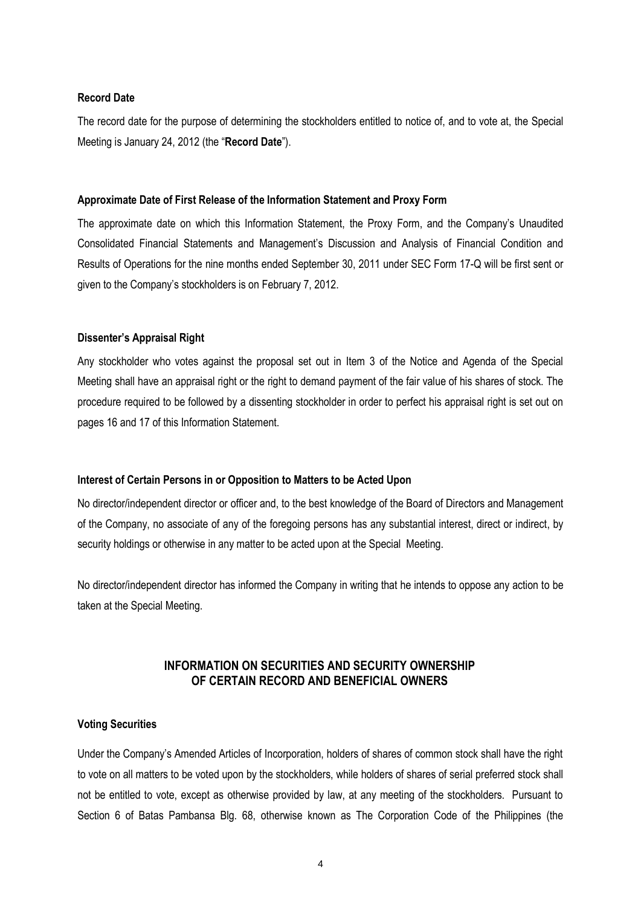**Record Date**

The record date for the purpose of determining the stockholders entitled to notice of, and to vote at, the Special Meeting is January 24, 2012 (the "**Record Date**").

**Approximate Date of First Release of the Information Statement and Proxy Form**

The approximate date on which this Information Statement, the Proxy Form, and the Company's Unaudited Consolidated Financial Statements and Management's Discussion and Analysis of Financial Condition and Results of Operations for the nine months ended September 30, 2011 under SEC Form 17-Q will be first sent or given to the Company's stockholders is on February 7, 2012.

**Dissenter's Appraisal Right**

Any stockholder who votes against the proposal set out in Item 3 of the Notice and Agenda of the Special Meeting shall have an appraisal right or the right to demand payment of the fair value of his shares of stock. The procedure required to be followed by a dissenting stockholder in order to perfect his appraisal right is set out on pages 16 and 17 of this Information Statement.

**Interest of Certain Persons in or Opposition to Matters to be Acted Upon**

No director/independent director or officer and, to the best knowledge of the Board of Directors and Management of the Company, no associate of any of the foregoing persons has any substantial interest, direct or indirect, by security holdings or otherwise in any matter to be acted upon at the Special Meeting.

No director/independent director has informed the Company in writing that he intends to oppose any action to be taken at the Special Meeting.

## INFORMATION ON SECURITIES AND SECURITY OWNERSHIP OF CERTAIN RECORD AND BENEFICIAL OWNERS

**Voting Securities**

Under the Company's Amended Articles of Incorporation, holders of shares of common stock shall have the right to vote on all matters to be voted upon by the stockholders, while holders of shares of serial preferred stock shall not be entitled to vote, except as otherwise provided by law, at any meeting of the stockholders. Pursuant to Section 6 of Batas Pambansa Blg. 68, otherwise known as The Corporation Code of the Philippines (the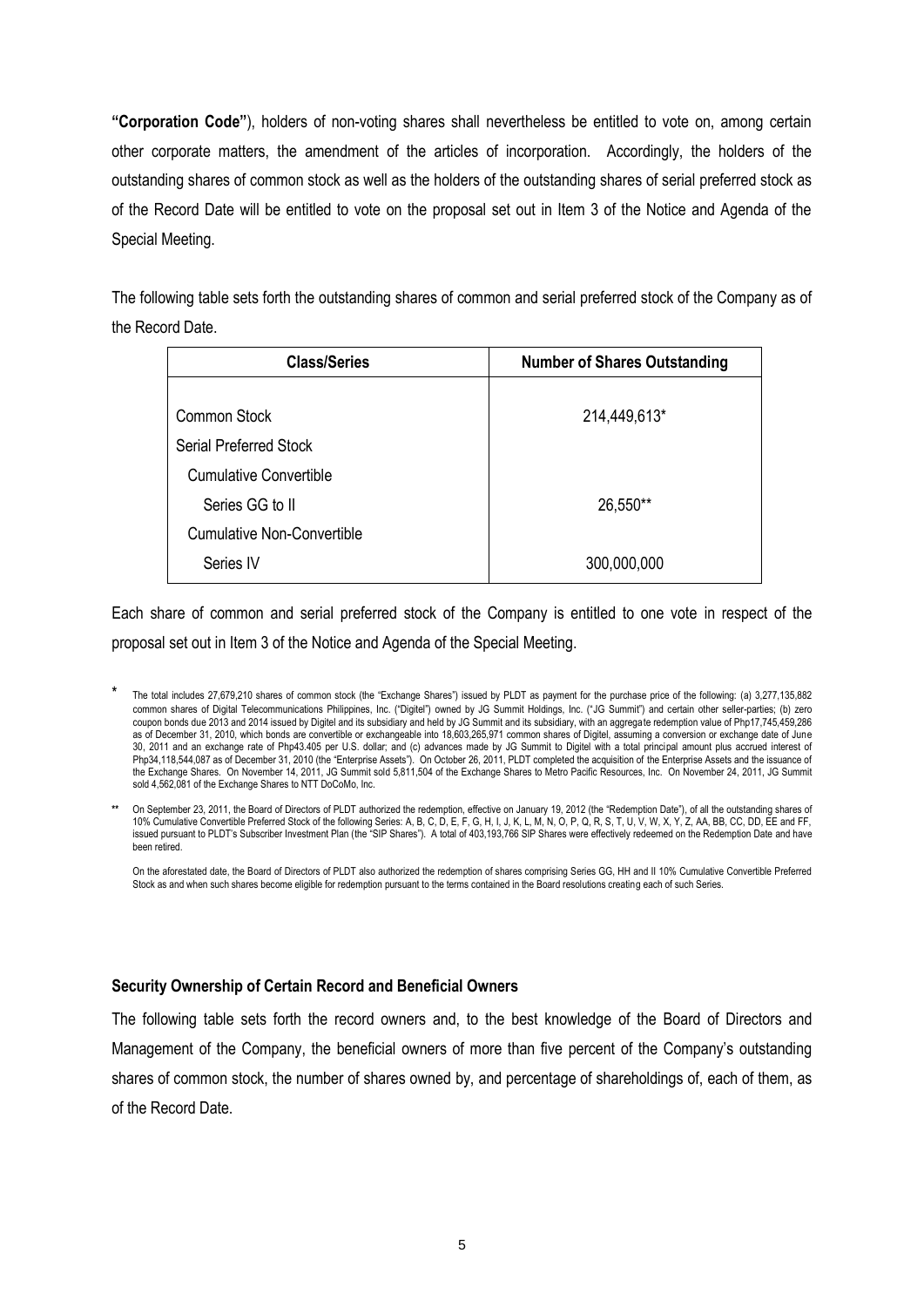**"Corporation Code"**), holders of non-voting shares shall nevertheless be entitled to vote on, among certain other corporate matters, the amendment of the articles of incorporation. Accordingly, the holders of the outstanding shares of common stock as well as the holders of the outstanding shares of serial preferred stock as of the Record Date will be entitled to vote on the proposal set out in Item 3 of the Notice and Agenda of the Special Meeting.

The following table sets forth the outstanding shares of common and serial preferred stock of the Company as of the Record Date.

| Class/Series | Number of Shares Outstanding |
|---|---|
| Common Stock | 214,449,613* |
| Serial Preferred Stock | |
| Cumulative Convertible | |
| Series GG to II | 26,550** |
| Cumulative Non-Convertible | |
| Series IV | 300,000,000 |

Each share of common and serial preferred stock of the Company is entitled to one vote in respect of the proposal set out in Item 3 of the Notice and Agenda of the Special Meeting.

\* The total includes 27,679,210 shares of common stock (the "Exchange Shares") issued by PLDT as payment for the purchase price of the following: (a) 3,277,135,882 common shares of Digital Telecommunications Philippines, Inc. ("Digitel") owned by JG Summit Holdings, Inc. ("JG Summit") and certain other seller-parties; (b) zero coupon bonds due 2013 and 2014 issued by Digitel and its subsidiary and held by JG Summit and its subsidiary, with an aggregate redemption value of Php17,745,459,286 as of December 31, 2010, which bonds are convertible or exchangeable into 18,603,265,971 common shares of Digitel, assuming a conversion or exchange date of June 30, 2011 and an exchange rate of Php43.405 per U.S. dollar; and (c) advances made by JG Summit to Digitel with a total principal amount plus accrued interest of Php34,118,544,087 as of December 31, 2010 (the "Enterprise Assets"). On October 26, 2011, PLDT completed the acquisition of the Enterprise Assets and the issuance of the Exchange Shares. On November 14, 2011, JG Summit sold 5,811,504 of the Exchange Shares to Metro Pacific Resources, Inc. On November 24, 2011, JG Summit sold 4,562,081 of the Exchange Shares to NTT DoCoMo, Inc.

\** On September 23, 2011, the Board of Directors of PLDT authorized the redemption, effective on January 19, 2012 (the "Redemption Date"), of all the outstanding shares of 10% Cumulative Convertible Preferred Stock of the following Series: A, B, C, D, E, F, G, H, I, J, K, L, M, N, O, P, Q, R, S, T, U, V, W, X, Y, Z, AA, BB, CC, DD, EE and FF, issued pursuant to PLDT's Subscriber Investment Plan (the "SIP Shares"). A total of 403,193,766 SIP Shares were effectively redeemed on the Redemption Date and have been retired.

On the aforestated date, the Board of Directors of PLDT also authorized the redemption of shares comprising Series GG, HH and II 10% Cumulative Convertible Preferred Stock as and when such shares become eligible for redemption pursuant to the terms contained in the Board resolutions creating each of such Series.

### Security Ownership of Certain Record and Beneficial Owners

The following table sets forth the record owners and, to the best knowledge of the Board of Directors and Management of the Company, the beneficial owners of more than five percent of the Company's outstanding shares of common stock, the number of shares owned by, and percentage of shareholdings of, each of them, as of the Record Date.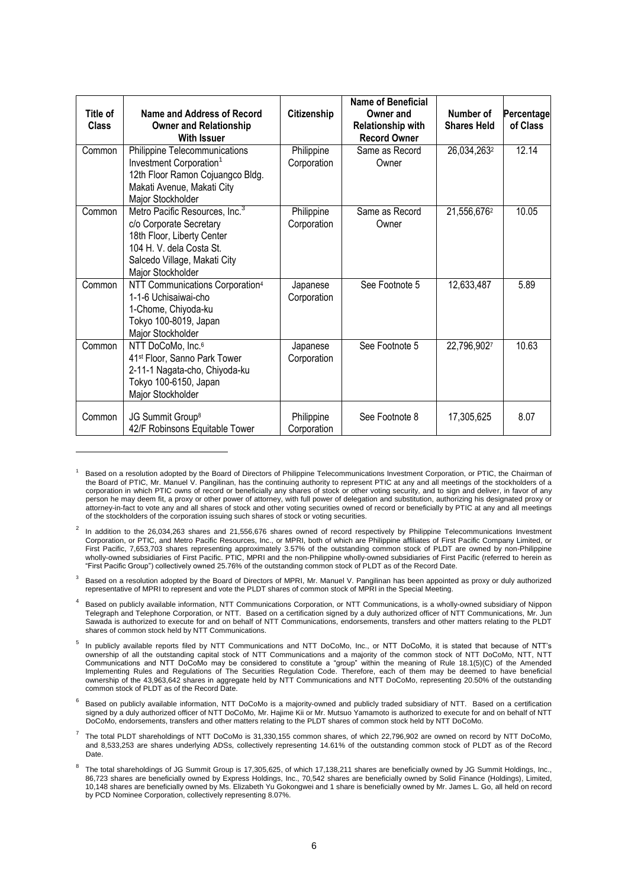| Title of Class | Name and Address of Record Owner and Relationship With Issuer | Citizenship | Name of Beneficial Owner and Relationship with Record Owner | Number of Shares Held | Percentage of Class |
|---|---|---|---|---|---|
| Common | Philippine Telecommunications Investment Corporation[1]<br>12th Floor Ramon Cojuangco Bldg.<br>Makati Avenue, Makati City<br>Major Stockholder | Philippine Corporation | Same as Record Owner | 26,034,263[2] | 12.14 |
| Common | Metro Pacific Resources, Inc.[3]<br>c/o Corporate Secretary<br>18th Floor, Liberty Center<br>104 H. V. dela Costa St.<br>Salcedo Village, Makati City<br>Major Stockholder | Philippine Corporation | Same as Record Owner | 21,556,676[2] | 10.05 |
| Common | NTT Communications Corporation[4]<br>1-1-6 Uchisaiwai-cho<br>1-Chome, Chiyoda-ku<br>Tokyo 100-8019, Japan<br>Major Stockholder | Japanese Corporation | See Footnote 5 | 12,633,487 | 5.89 |
| Common | NTT DoCoMo, Inc.[6]<br>41st Floor, Sanno Park Tower<br>2-11-1 Nagata-cho, Chiyoda-ku<br>Tokyo 100-6150, Japan<br>Major Stockholder | Japanese Corporation | See Footnote 5 | 22,796,902[7] | 10.63 |
| Common | JG Summit Group[8]<br>42/F Robinsons Equitable Tower | Philippine Corporation | See Footnote 8 | 17,305,625 | 8.07 |

[1] Based on a resolution adopted by the Board of Directors of Philippine Telecommunications Investment Corporation, or PTIC, the Chairman of the Board of PTIC, Mr. Manuel V. Pangilinan, has the continuing authority to represent PTIC at any and all meetings of the stockholders of a corporation in which PTIC owns of record or beneficially any shares of stock or other voting security, and to sign and deliver, in favor of any person he may deem fit, a proxy or other power of attorney, with full power of delegation and substitution, authorizing his designated proxy or attorney-in-fact to vote any and all shares of stock and other voting securities owned of record or beneficially by PTIC at any and all meetings of the stockholders of the corporation issuing such shares of stock or voting securities.

[2] In addition to the 26,034,263 shares and 21,556,676 shares owned of record respectively by Philippine Telecommunications Investment Corporation, or PTIC, and Metro Pacific Resources, Inc., or MPRI, both of which are Philippine affiliates of First Pacific Company Limited, or First Pacific, 7,653,703 shares representing approximately 3.57% of the outstanding common stock of PLDT are owned by non-Philippine wholly-owned subsidiaries of First Pacific. PTIC, MPRI and the non-Philippine wholly-owned subsidiaries of First Pacific (referred to herein as "First Pacific Group") collectively owned 25.76% of the outstanding common stock of PLDT as of the Record Date.

[3] Based on a resolution adopted by the Board of Directors of MPRI, Mr. Manuel V. Pangilinan has been appointed as proxy or duly authorized representative of MPRI to represent and vote the PLDT shares of common stock of MPRI in the Special Meeting.

[4] Based on publicly available information, NTT Communications Corporation, or NTT Communications, is a wholly-owned subsidiary of Nippon Telegraph and Telephone Corporation, or NTT. Based on a certification signed by a duly authorized officer of NTT Communications, Mr. Jun Sawada is authorized to execute for and on behalf of NTT Communications, endorsements, transfers and other matters relating to the PLDT shares of common stock held by NTT Communications.

[5] In publicly available reports filed by NTT Communications and NTT DoCoMo, Inc., or NTT DoCoMo, it is stated that because of NTT's ownership of all the outstanding capital stock of NTT Communications and a majority of the common stock of NTT DoCoMo, NTT, NTT Communications and NTT DoCoMo may be considered to constitute a "group" within the meaning of Rule 18.1(5)(C) of the Amended Implementing Rules and Regulations of The Securities Regulation Code. Therefore, each of them may be deemed to have beneficial ownership of the 43,963,642 shares in aggregate held by NTT Communications and NTT DoCoMo, representing 20.50% of the outstanding common stock of PLDT as of the Record Date.

[6] Based on publicly available information, NTT DoCoMo is a majority-owned and publicly traded subsidiary of NTT. Based on a certification signed by a duly authorized officer of NTT DoCoMo, Mr. Hajime Kii or Mr. Mutsuo Yamamoto is authorized to execute for and on behalf of NTT DoCoMo, endorsements, transfers and other matters relating to the PLDT shares of common stock held by NTT DoCoMo.

[7] The total PLDT shareholdings of NTT DoCoMo is 31,330,155 common shares, of which 22,796,902 are owned on record by NTT DoCoMo, and 8,533,253 are shares underlying ADSs, collectively representing 14.61% of the outstanding common stock of PLDT as of the Record Date.

[8] The total shareholdings of JG Summit Group is 17,305,625, of which 17,138,211 shares are beneficially owned by JG Summit Holdings, Inc., 86,723 shares are beneficially owned by Express Holdings, Inc., 70,542 shares are beneficially owned by Solid Finance (Holdings), Limited, 10,148 shares are beneficially owned by Ms. Elizabeth Yu Gokongwei and 1 share is beneficially owned by Mr. James L. Go, all held on record by PCD Nominee Corporation, collectively representing 8.07%.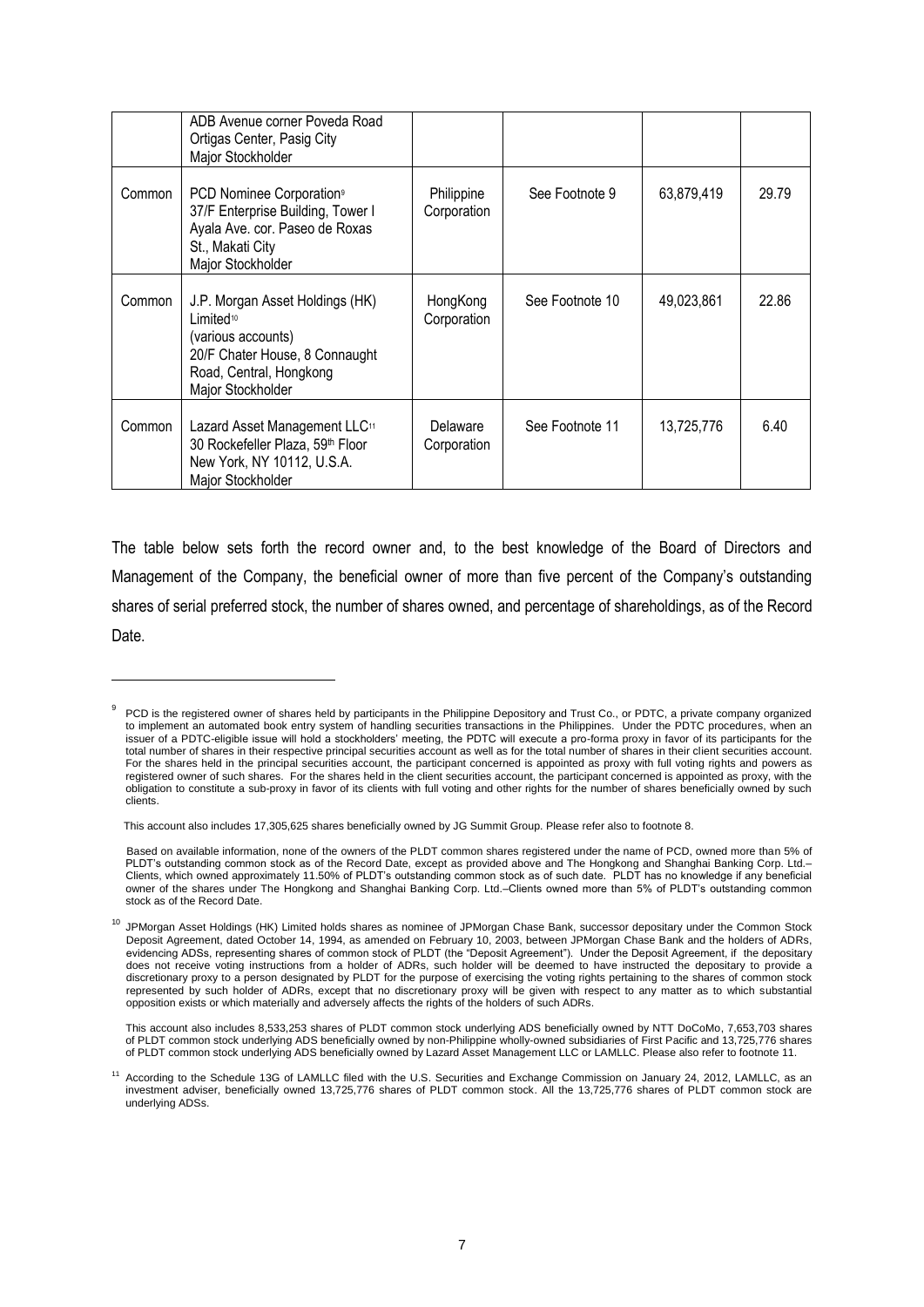| | | | | | |
|---|---|---|---|---|---|
| | ADB Avenue corner Poveda Road Ortigas Center, Pasig City Major Stockholder | | | | |
| Common | PCD Nominee Corporation[9] 37/F Enterprise Building, Tower I Ayala Ave. cor. Paseo de Roxas St., Makati City Major Stockholder | Philippine Corporation | See Footnote 9 | 63,879,419 | 29.79 |
| Common | J.P. Morgan Asset Holdings (HK) Limited[10] (various accounts) 20/F Chater House, 8 Connaught Road, Central, Hongkong Major Stockholder | HongKong Corporation | See Footnote 10 | 49,023,861 | 22.86 |
| Common | Lazard Asset Management LLC[11] 30 Rockefeller Plaza, 59th Floor New York, NY 10112, U.S.A. Major Stockholder | Delaware Corporation | See Footnote 11 | 13,725,776 | 6.40 |

The table below sets forth the record owner and, to the best knowledge of the Board of Directors and Management of the Company, the beneficial owner of more than five percent of the Company's outstanding shares of serial preferred stock, the number of shares owned, and percentage of shareholdings, as of the Record Date.

---

[9] PCD is the registered owner of shares held by participants in the Philippine Depository and Trust Co., or PDTC, a private company organized to implement an automated book entry system of handling securities transactions in the Philippines. Under the PDTC procedures, when an issuer of a PDTC-eligible issue will hold a stockholders' meeting, the PDTC will execute a pro-forma proxy in favor of its participants for the total number of shares in their respective principal securities account as well as for the total number of shares in their client securities account. For the shares held in the principal securities account, the participant concerned is appointed as proxy with full voting rights and powers as registered owner of such shares. For the shares held in the client securities account, the participant concerned is appointed as proxy, with the obligation to constitute a sub-proxy in favor of its clients with full voting and other rights for the number of shares beneficially owned by such clients.

This account also includes 17,305,625 shares beneficially owned by JG Summit Group. Please refer also to footnote 8.

Based on available information, none of the owners of the PLDT common shares registered under the name of PCD, owned more than 5% of PLDT's outstanding common stock as of the Record Date, except as provided above and The Hongkong and Shanghai Banking Corp. Ltd.–Clients, which owned approximately 11.50% of PLDT's outstanding common stock as of such date. PLDT has no knowledge if any beneficial owner of the shares under The Hongkong and Shanghai Banking Corp. Ltd.–Clients owned more than 5% of PLDT's outstanding common stock as of the Record Date.

[10] JPMorgan Asset Holdings (HK) Limited holds shares as nominee of JPMorgan Chase Bank, successor depositary under the Common Stock Deposit Agreement, dated October 14, 1994, as amended on February 10, 2003, between JPMorgan Chase Bank and the holders of ADRs, evidencing ADSs, representing shares of common stock of PLDT (the "Deposit Agreement"). Under the Deposit Agreement, if the depositary does not receive voting instructions from a holder of ADRs, such holder will be deemed to have instructed the depositary to provide a discretionary proxy to a person designated by PLDT for the purpose of exercising the voting rights pertaining to the shares of common stock represented by such holder of ADRs, except that no discretionary proxy will be given with respect to any matter as to which substantial opposition exists or which materially and adversely affects the rights of the holders of such ADRs.

This account also includes 8,533,253 shares of PLDT common stock underlying ADS beneficially owned by NTT DoCoMo, 7,653,703 shares of PLDT common stock underlying ADS beneficially owned by non-Philippine wholly-owned subsidiaries of First Pacific and 13,725,776 shares of PLDT common stock underlying ADS beneficially owned by Lazard Asset Management LLC or LAMLLC. Please also refer to footnote 11.

[11] According to the Schedule 13G of LAMLLC filed with the U.S. Securities and Exchange Commission on January 24, 2012, LAMLLC, as an investment adviser, beneficially owned 13,725,776 shares of PLDT common stock. All the 13,725,776 shares of PLDT common stock are underlying ADSs.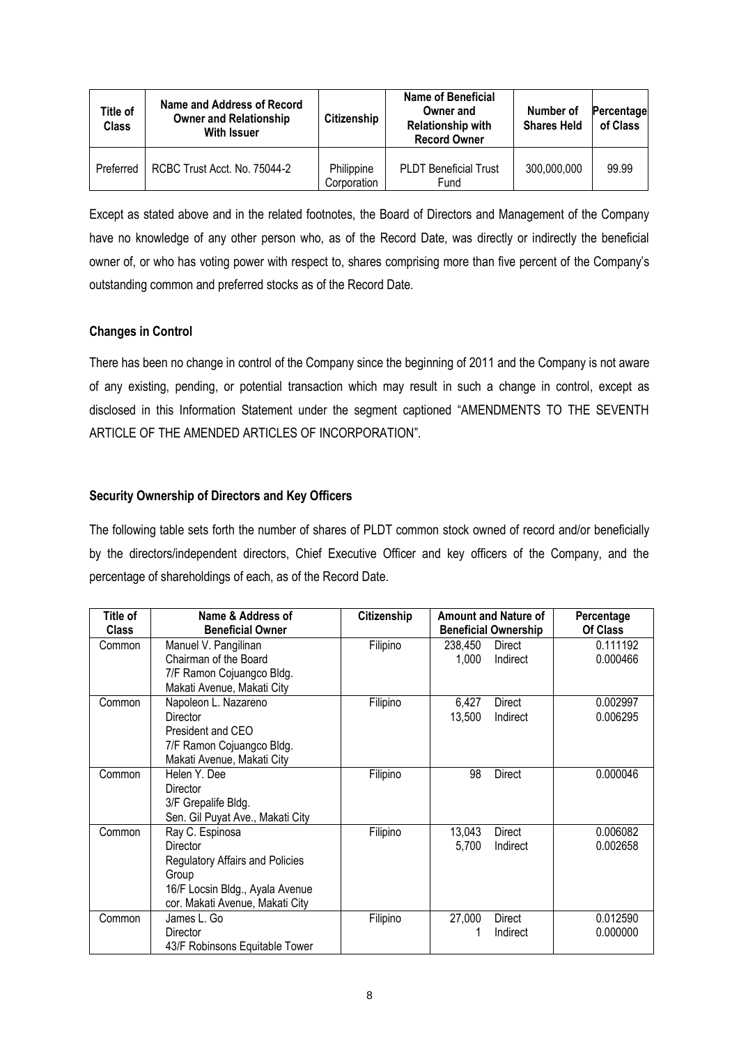| Title of Class | Name and Address of Record Owner and Relationship With Issuer | Citizenship | Name of Beneficial Owner and Relationship with Record Owner | Number of Shares Held | Percentage of Class |
|---|---|---|---|---|---|
| Preferred | RCBC Trust Acct. No. 75044-2 | Philippine Corporation | PLDT Beneficial Trust Fund | 300,000,000 | 99.99 |

Except as stated above and in the related footnotes, the Board of Directors and Management of the Company have no knowledge of any other person who, as of the Record Date, was directly or indirectly the beneficial owner of, or who has voting power with respect to, shares comprising more than five percent of the Company's outstanding common and preferred stocks as of the Record Date.

**Changes in Control**

There has been no change in control of the Company since the beginning of 2011 and the Company is not aware of any existing, pending, or potential transaction which may result in such a change in control, except as disclosed in this Information Statement under the segment captioned "AMENDMENTS TO THE SEVENTH ARTICLE OF THE AMENDED ARTICLES OF INCORPORATION".

**Security Ownership of Directors and Key Officers**

The following table sets forth the number of shares of PLDT common stock owned of record and/or beneficially by the directors/independent directors, Chief Executive Officer and key officers of the Company, and the percentage of shareholdings of each, as of the Record Date.

| Title of Class | Name & Address of Beneficial Owner | Citizenship | Amount and Nature of Beneficial Ownership | Percentage Of Class |
|---|---|---|---|---|
| Common | Manuel V. Pangilinan<br>Chairman of the Board<br>7/F Ramon Cojuangco Bldg.<br>Makati Avenue, Makati City | Filipino | 238,450 Direct<br>1,000 Indirect | 0.111192<br>0.000466 |
| Common | Napoleon L. Nazareno<br>Director<br>President and CEO<br>7/F Ramon Cojuangco Bldg.<br>Makati Avenue, Makati City | Filipino | 6,427 Direct<br>13,500 Indirect | 0.002997<br>0.006295 |
| Common | Helen Y. Dee<br>Director<br>3/F Grepalife Bldg.<br>Sen. Gil Puyat Ave., Makati City | Filipino | 98 Direct | 0.000046 |
| Common | Ray C. Espinosa<br>Director<br>Regulatory Affairs and Policies Group<br>16/F Locsin Bldg., Ayala Avenue cor. Makati Avenue, Makati City | Filipino | 13,043 Direct<br>5,700 Indirect | 0.006082<br>0.002658 |
| Common | James L. Go<br>Director<br>43/F Robinsons Equitable Tower | Filipino | 27,000 Direct<br>1 Indirect | 0.012590<br>0.000000 |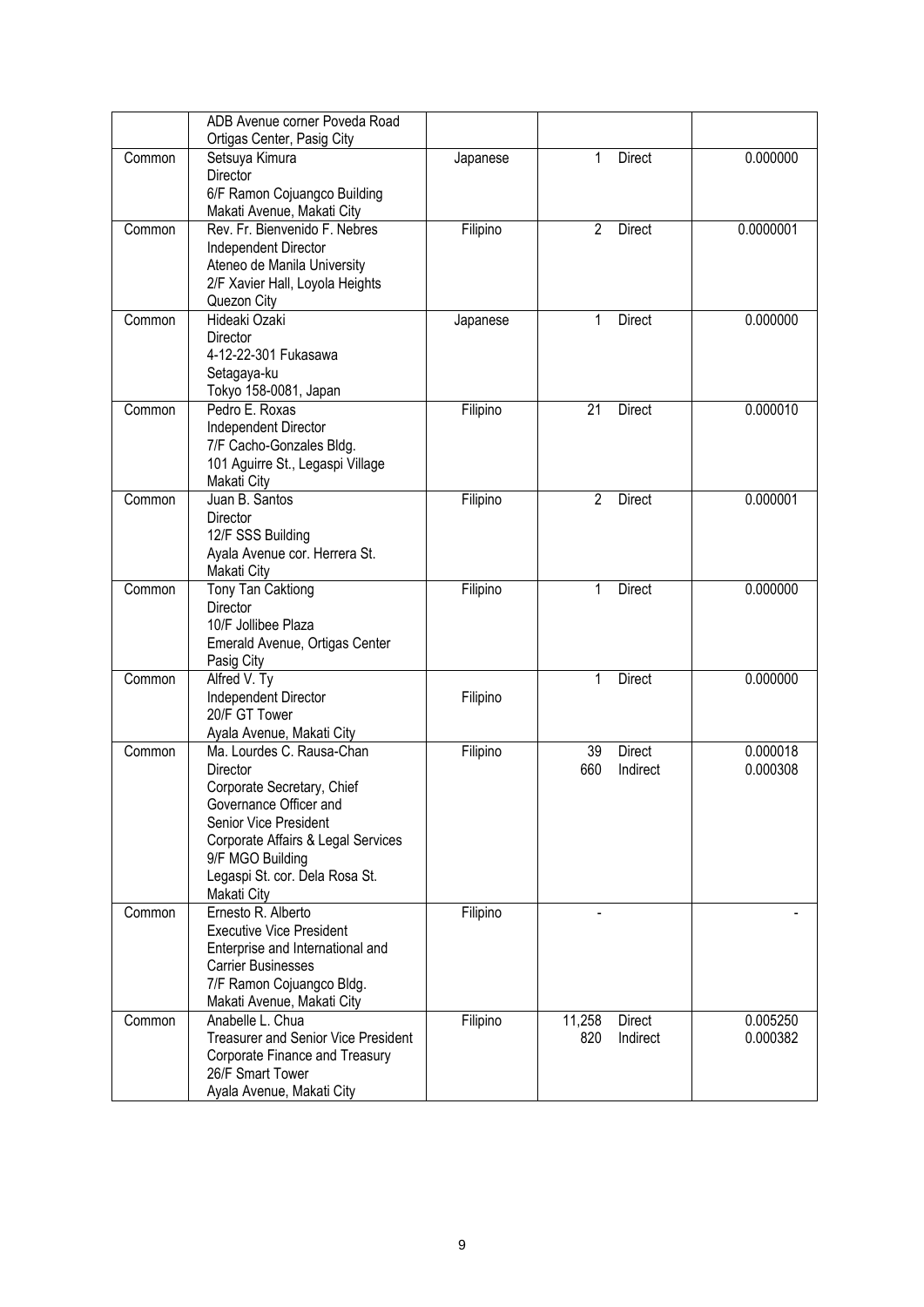| | | | | |
|---|---|---|---|---|
| | ADB Avenue corner Poveda Road<br>Ortigas Center, Pasig City | | | |
| Common | Setsuya Kimura<br>Director<br>6/F Ramon Cojuangco Building<br>Makati Avenue, Makati City | Japanese | 1 Direct | 0.000000 |
| Common | Rev. Fr. Bienvenido F. Nebres<br>Independent Director<br>Ateneo de Manila University<br>2/F Xavier Hall, Loyola Heights<br>Quezon City | Filipino | 2 Direct | 0.0000001 |
| Common | Hideaki Ozaki<br>Director<br>4-12-22-301 Fukasawa<br>Setagaya-ku<br>Tokyo 158-0081, Japan | Japanese | 1 Direct | 0.000000 |
| Common | Pedro E. Roxas<br>Independent Director<br>7/F Cacho-Gonzales Bldg.<br>101 Aguirre St., Legaspi Village<br>Makati City | Filipino | 21 Direct | 0.000010 |
| Common | Juan B. Santos<br>Director<br>12/F SSS Building<br>Ayala Avenue cor. Herrera St.<br>Makati City | Filipino | 2 Direct | 0.000001 |
| Common | Tony Tan Caktiong<br>Director<br>10/F Jollibee Plaza<br>Emerald Avenue, Ortigas Center<br>Pasig City | Filipino | 1 Direct | 0.000000 |
| Common | Alfred V. Ty<br>Independent Director<br>20/F GT Tower<br>Ayala Avenue, Makati City | Filipino | 1 Direct | 0.000000 |
| Common | Ma. Lourdes C. Rausa-Chan<br>Director<br>Corporate Secretary, Chief Governance Officer and Senior Vice President<br>Corporate Affairs & Legal Services<br>9/F MGO Building<br>Legaspi St. cor. Dela Rosa St.<br>Makati City | Filipino | 39 Direct<br>660 Indirect | 0.000018<br>0.000308 |
| Common | Ernesto R. Alberto<br>Executive Vice President<br>Enterprise and International and Carrier Businesses<br>7/F Ramon Cojuangco Bldg.<br>Makati Avenue, Makati City | Filipino | - | - |
| Common | Anabelle L. Chua<br>Treasurer and Senior Vice President<br>Corporate Finance and Treasury<br>26/F Smart Tower<br>Ayala Avenue, Makati City | Filipino | 11,258 Direct<br>820 Indirect | 0.005250<br>0.000382 |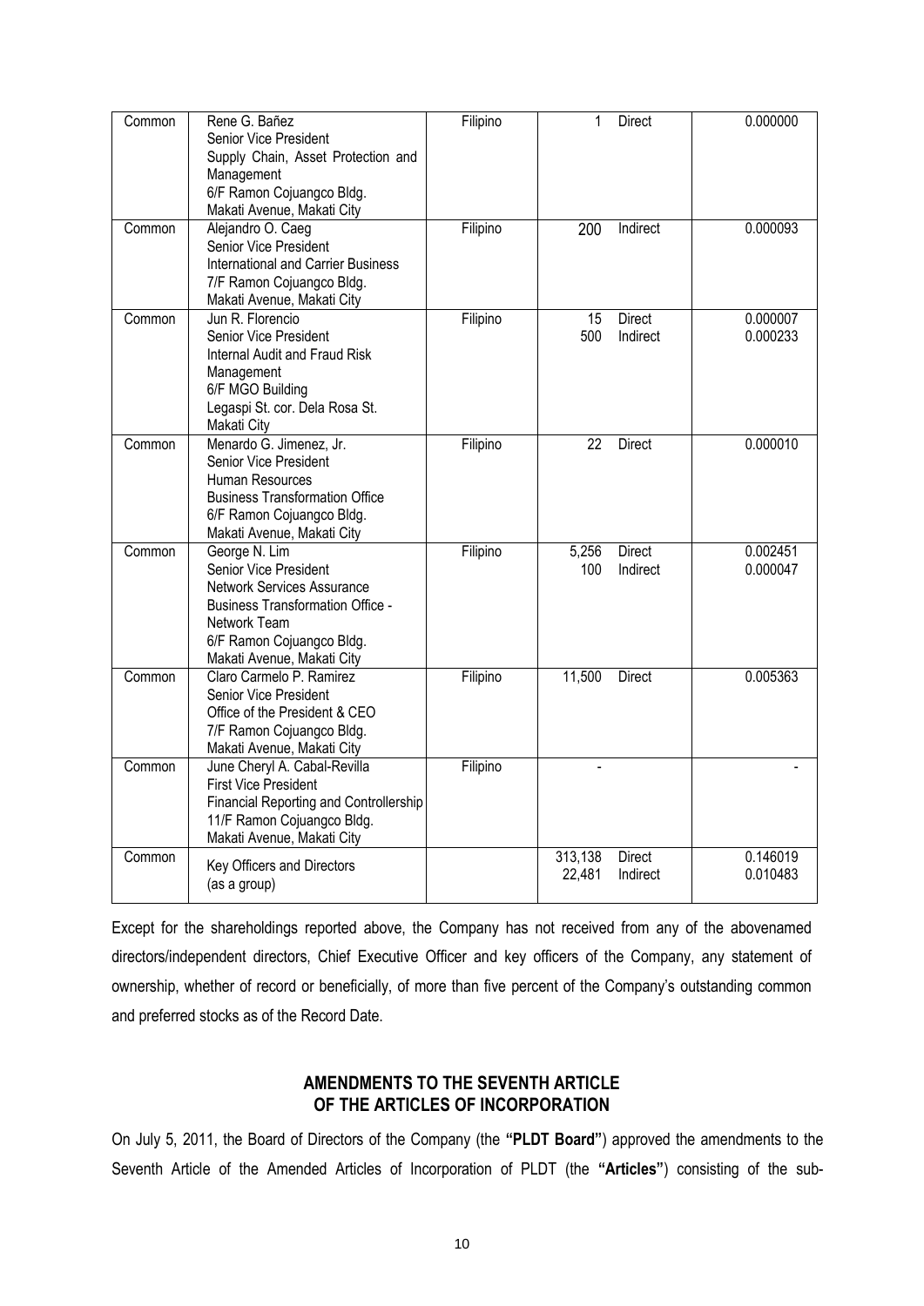| Common | Rene G. Bañez<br>Senior Vice President<br>Supply Chain, Asset Protection and Management<br>6/F Ramon Cojuangco Bldg.<br>Makati Avenue, Makati City | Filipino | 1 | Direct | 0.000000 |
|---|---|---|---|---|---|
| Common | Alejandro O. Caeg<br>Senior Vice President<br>International and Carrier Business<br>7/F Ramon Cojuangco Bldg.<br>Makati Avenue, Makati City | Filipino | 200 | Indirect | 0.000093 |
| Common | Jun R. Florencio<br>Senior Vice President<br>Internal Audit and Fraud Risk Management<br>6/F MGO Building<br>Legaspi St. cor. Dela Rosa St.<br>Makati City | Filipino | 15<br>500 | Direct<br>Indirect | 0.000007<br>0.000233 |
| Common | Menardo G. Jimenez, Jr.<br>Senior Vice President<br>Human Resources<br>Business Transformation Office<br>6/F Ramon Cojuangco Bldg.<br>Makati Avenue, Makati City | Filipino | 22 | Direct | 0.000010 |
| Common | George N. Lim<br>Senior Vice President<br>Network Services Assurance<br>Business Transformation Office - Network Team<br>6/F Ramon Cojuangco Bldg.<br>Makati Avenue, Makati City | Filipino | 5,256<br>100 | Direct<br>Indirect | 0.002451<br>0.000047 |
| Common | Claro Carmelo P. Ramirez<br>Senior Vice President<br>Office of the President & CEO<br>7/F Ramon Cojuangco Bldg.<br>Makati Avenue, Makati City | Filipino | 11,500 | Direct | 0.005363 |
| Common | June Cheryl A. Cabal-Revilla<br>First Vice President<br>Financial Reporting and Controllership<br>11/F Ramon Cojuangco Bldg.<br>Makati Avenue, Makati City | Filipino | - | | - |
| Common | Key Officers and Directors (as a group) | | 313,138<br>22,481 | Direct<br>Indirect | 0.146019<br>0.010483 |

Except for the shareholdings reported above, the Company has not received from any of the abovenamed directors/independent directors, Chief Executive Officer and key officers of the Company, any statement of ownership, whether of record or beneficially, of more than five percent of the Company's outstanding common and preferred stocks as of the Record Date.

## AMENDMENTS TO THE SEVENTH ARTICLE OF THE ARTICLES OF INCORPORATION

On July 5, 2011, the Board of Directors of the Company (the **"PLDT Board"**) approved the amendments to the Seventh Article of the Amended Articles of Incorporation of PLDT (the **"Articles"**) consisting of the sub-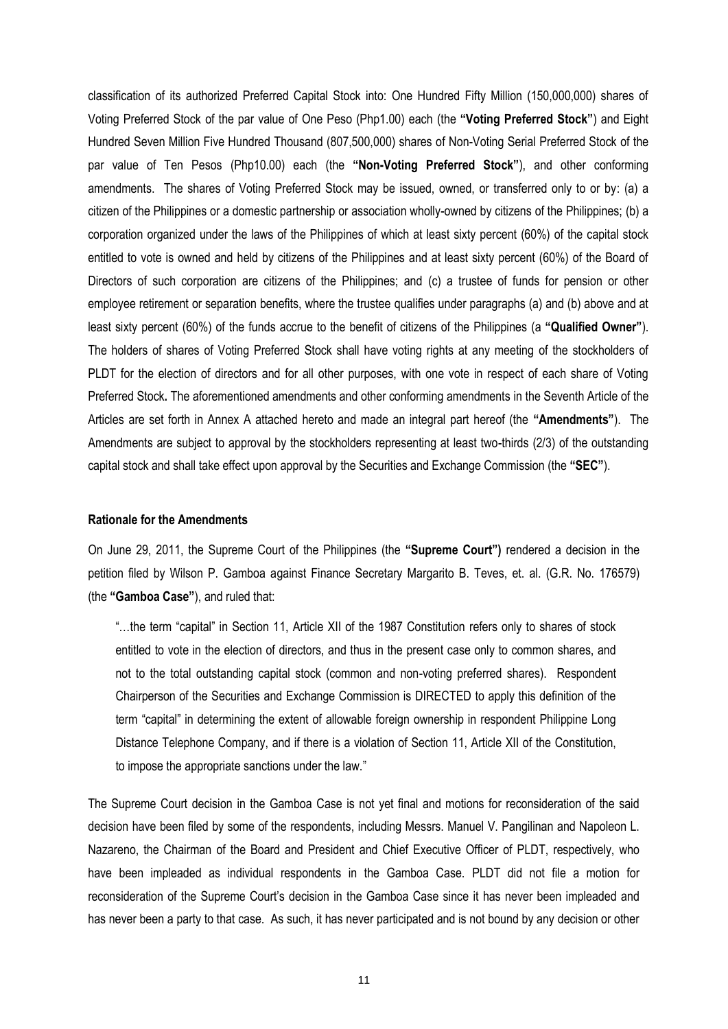classification of its authorized Preferred Capital Stock into: One Hundred Fifty Million (150,000,000) shares of Voting Preferred Stock of the par value of One Peso (Php1.00) each (the **"Voting Preferred Stock"**) and Eight Hundred Seven Million Five Hundred Thousand (807,500,000) shares of Non-Voting Serial Preferred Stock of the par value of Ten Pesos (Php10.00) each (the **"Non-Voting Preferred Stock"**), and other conforming amendments. The shares of Voting Preferred Stock may be issued, owned, or transferred only to or by: (a) a citizen of the Philippines or a domestic partnership or association wholly-owned by citizens of the Philippines; (b) a corporation organized under the laws of the Philippines of which at least sixty percent (60%) of the capital stock entitled to vote is owned and held by citizens of the Philippines and at least sixty percent (60%) of the Board of Directors of such corporation are citizens of the Philippines; and (c) a trustee of funds for pension or other employee retirement or separation benefits, where the trustee qualifies under paragraphs (a) and (b) above and at least sixty percent (60%) of the funds accrue to the benefit of citizens of the Philippines (a **"Qualified Owner"**). The holders of shares of Voting Preferred Stock shall have voting rights at any meeting of the stockholders of PLDT for the election of directors and for all other purposes, with one vote in respect of each share of Voting Preferred Stock**.** The aforementioned amendments and other conforming amendments in the Seventh Article of the Articles are set forth in Annex A attached hereto and made an integral part hereof (the **"Amendments"**). The Amendments are subject to approval by the stockholders representing at least two-thirds (2/3) of the outstanding capital stock and shall take effect upon approval by the Securities and Exchange Commission (the **"SEC"**).

**Rationale for the Amendments**

On June 29, 2011, the Supreme Court of the Philippines (the **"Supreme Court")** rendered a decision in the petition filed by Wilson P. Gamboa against Finance Secretary Margarito B. Teves, et. al. (G.R. No. 176579) (the **"Gamboa Case"**), and ruled that:

> "…the term "capital" in Section 11, Article XII of the 1987 Constitution refers only to shares of stock entitled to vote in the election of directors, and thus in the present case only to common shares, and not to the total outstanding capital stock (common and non-voting preferred shares). Respondent Chairperson of the Securities and Exchange Commission is DIRECTED to apply this definition of the term "capital" in determining the extent of allowable foreign ownership in respondent Philippine Long Distance Telephone Company, and if there is a violation of Section 11, Article XII of the Constitution, to impose the appropriate sanctions under the law."

The Supreme Court decision in the Gamboa Case is not yet final and motions for reconsideration of the said decision have been filed by some of the respondents, including Messrs. Manuel V. Pangilinan and Napoleon L. Nazareno, the Chairman of the Board and President and Chief Executive Officer of PLDT, respectively, who have been impleaded as individual respondents in the Gamboa Case. PLDT did not file a motion for reconsideration of the Supreme Court's decision in the Gamboa Case since it has never been impleaded and has never been a party to that case. As such, it has never participated and is not bound by any decision or other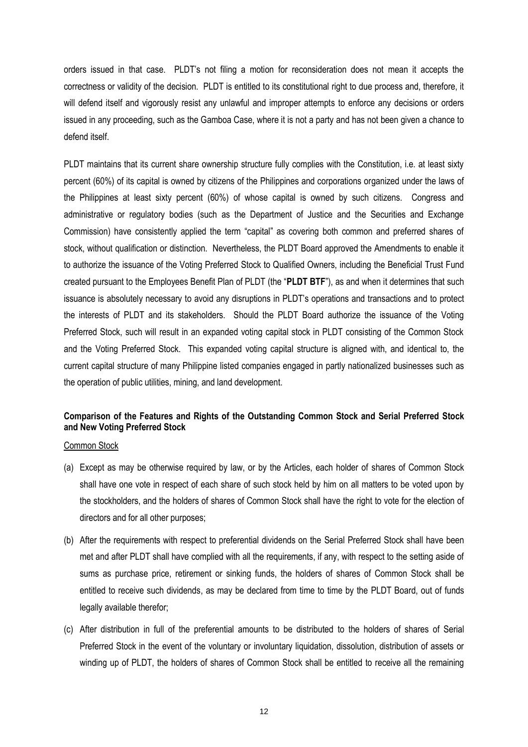orders issued in that case. PLDT's not filing a motion for reconsideration does not mean it accepts the correctness or validity of the decision. PLDT is entitled to its constitutional right to due process and, therefore, it will defend itself and vigorously resist any unlawful and improper attempts to enforce any decisions or orders issued in any proceeding, such as the Gamboa Case, where it is not a party and has not been given a chance to defend itself.

PLDT maintains that its current share ownership structure fully complies with the Constitution, i.e. at least sixty percent (60%) of its capital is owned by citizens of the Philippines and corporations organized under the laws of the Philippines at least sixty percent (60%) of whose capital is owned by such citizens. Congress and administrative or regulatory bodies (such as the Department of Justice and the Securities and Exchange Commission) have consistently applied the term "capital" as covering both common and preferred shares of stock, without qualification or distinction. Nevertheless, the PLDT Board approved the Amendments to enable it to authorize the issuance of the Voting Preferred Stock to Qualified Owners, including the Beneficial Trust Fund created pursuant to the Employees Benefit Plan of PLDT (the "**PLDT BTF**"), as and when it determines that such issuance is absolutely necessary to avoid any disruptions in PLDT's operations and transactions and to protect the interests of PLDT and its stakeholders. Should the PLDT Board authorize the issuance of the Voting Preferred Stock, such will result in an expanded voting capital stock in PLDT consisting of the Common Stock and the Voting Preferred Stock. This expanded voting capital structure is aligned with, and identical to, the current capital structure of many Philippine listed companies engaged in partly nationalized businesses such as the operation of public utilities, mining, and land development.

**Comparison of the Features and Rights of the Outstanding Common Stock and Serial Preferred Stock and New Voting Preferred Stock**

Common Stock

(a) Except as may be otherwise required by law, or by the Articles, each holder of shares of Common Stock shall have one vote in respect of each share of such stock held by him on all matters to be voted upon by the stockholders, and the holders of shares of Common Stock shall have the right to vote for the election of directors and for all other purposes;

(b) After the requirements with respect to preferential dividends on the Serial Preferred Stock shall have been met and after PLDT shall have complied with all the requirements, if any, with respect to the setting aside of sums as purchase price, retirement or sinking funds, the holders of shares of Common Stock shall be entitled to receive such dividends, as may be declared from time to time by the PLDT Board, out of funds legally available therefor;

(c) After distribution in full of the preferential amounts to be distributed to the holders of shares of Serial Preferred Stock in the event of the voluntary or involuntary liquidation, dissolution, distribution of assets or winding up of PLDT, the holders of shares of Common Stock shall be entitled to receive all the remaining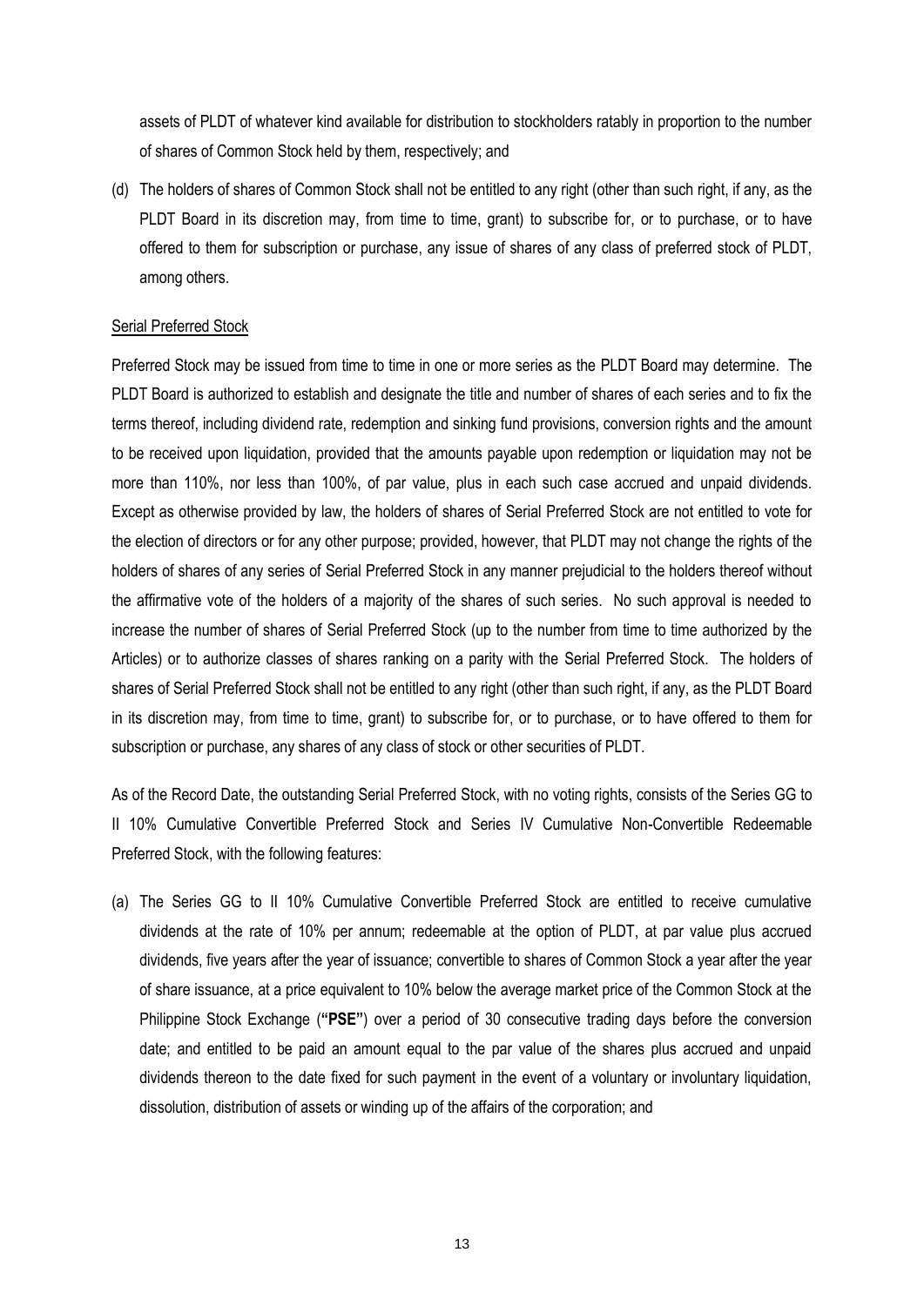assets of PLDT of whatever kind available for distribution to stockholders ratably in proportion to the number of shares of Common Stock held by them, respectively; and

(d) The holders of shares of Common Stock shall not be entitled to any right (other than such right, if any, as the PLDT Board in its discretion may, from time to time, grant) to subscribe for, or to purchase, or to have offered to them for subscription or purchase, any issue of shares of any class of preferred stock of PLDT, among others.

<u>Serial Preferred Stock</u>

Preferred Stock may be issued from time to time in one or more series as the PLDT Board may determine. The PLDT Board is authorized to establish and designate the title and number of shares of each series and to fix the terms thereof, including dividend rate, redemption and sinking fund provisions, conversion rights and the amount to be received upon liquidation, provided that the amounts payable upon redemption or liquidation may not be more than 110%, nor less than 100%, of par value, plus in each such case accrued and unpaid dividends. Except as otherwise provided by law, the holders of shares of Serial Preferred Stock are not entitled to vote for the election of directors or for any other purpose; provided, however, that PLDT may not change the rights of the holders of shares of any series of Serial Preferred Stock in any manner prejudicial to the holders thereof without the affirmative vote of the holders of a majority of the shares of such series. No such approval is needed to increase the number of shares of Serial Preferred Stock (up to the number from time to time authorized by the Articles) or to authorize classes of shares ranking on a parity with the Serial Preferred Stock. The holders of shares of Serial Preferred Stock shall not be entitled to any right (other than such right, if any, as the PLDT Board in its discretion may, from time to time, grant) to subscribe for, or to purchase, or to have offered to them for subscription or purchase, any shares of any class of stock or other securities of PLDT.

As of the Record Date, the outstanding Serial Preferred Stock, with no voting rights, consists of the Series GG to II 10% Cumulative Convertible Preferred Stock and Series IV Cumulative Non-Convertible Redeemable Preferred Stock, with the following features:

(a) The Series GG to II 10% Cumulative Convertible Preferred Stock are entitled to receive cumulative dividends at the rate of 10% per annum; redeemable at the option of PLDT, at par value plus accrued dividends, five years after the year of issuance; convertible to shares of Common Stock a year after the year of share issuance, at a price equivalent to 10% below the average market price of the Common Stock at the Philippine Stock Exchange (**"PSE"**) over a period of 30 consecutive trading days before the conversion date; and entitled to be paid an amount equal to the par value of the shares plus accrued and unpaid dividends thereon to the date fixed for such payment in the event of a voluntary or involuntary liquidation, dissolution, distribution of assets or winding up of the affairs of the corporation; and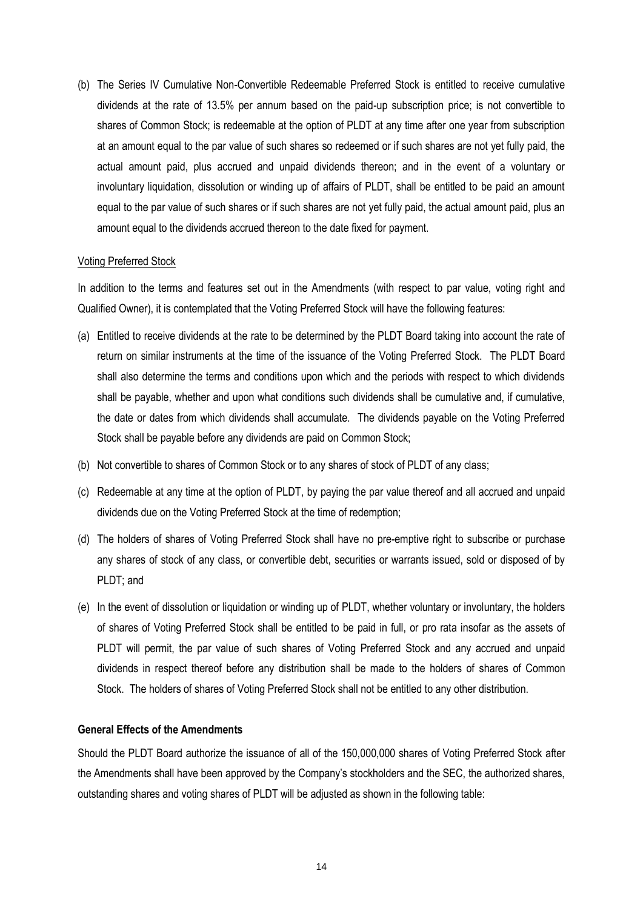(b) The Series IV Cumulative Non-Convertible Redeemable Preferred Stock is entitled to receive cumulative dividends at the rate of 13.5% per annum based on the paid-up subscription price; is not convertible to shares of Common Stock; is redeemable at the option of PLDT at any time after one year from subscription at an amount equal to the par value of such shares so redeemed or if such shares are not yet fully paid, the actual amount paid, plus accrued and unpaid dividends thereon; and in the event of a voluntary or involuntary liquidation, dissolution or winding up of affairs of PLDT, shall be entitled to be paid an amount equal to the par value of such shares or if such shares are not yet fully paid, the actual amount paid, plus an amount equal to the dividends accrued thereon to the date fixed for payment.

Voting Preferred Stock

In addition to the terms and features set out in the Amendments (with respect to par value, voting right and Qualified Owner), it is contemplated that the Voting Preferred Stock will have the following features:

(a) Entitled to receive dividends at the rate to be determined by the PLDT Board taking into account the rate of return on similar instruments at the time of the issuance of the Voting Preferred Stock. The PLDT Board shall also determine the terms and conditions upon which and the periods with respect to which dividends shall be payable, whether and upon what conditions such dividends shall be cumulative and, if cumulative, the date or dates from which dividends shall accumulate. The dividends payable on the Voting Preferred Stock shall be payable before any dividends are paid on Common Stock;

(b) Not convertible to shares of Common Stock or to any shares of stock of PLDT of any class;

(c) Redeemable at any time at the option of PLDT, by paying the par value thereof and all accrued and unpaid dividends due on the Voting Preferred Stock at the time of redemption;

(d) The holders of shares of Voting Preferred Stock shall have no pre-emptive right to subscribe or purchase any shares of stock of any class, or convertible debt, securities or warrants issued, sold or disposed of by PLDT; and

(e) In the event of dissolution or liquidation or winding up of PLDT, whether voluntary or involuntary, the holders of shares of Voting Preferred Stock shall be entitled to be paid in full, or pro rata insofar as the assets of PLDT will permit, the par value of such shares of Voting Preferred Stock and any accrued and unpaid dividends in respect thereof before any distribution shall be made to the holders of shares of Common Stock. The holders of shares of Voting Preferred Stock shall not be entitled to any other distribution.

**General Effects of the Amendments**

Should the PLDT Board authorize the issuance of all of the 150,000,000 shares of Voting Preferred Stock after the Amendments shall have been approved by the Company's stockholders and the SEC, the authorized shares, outstanding shares and voting shares of PLDT will be adjusted as shown in the following table: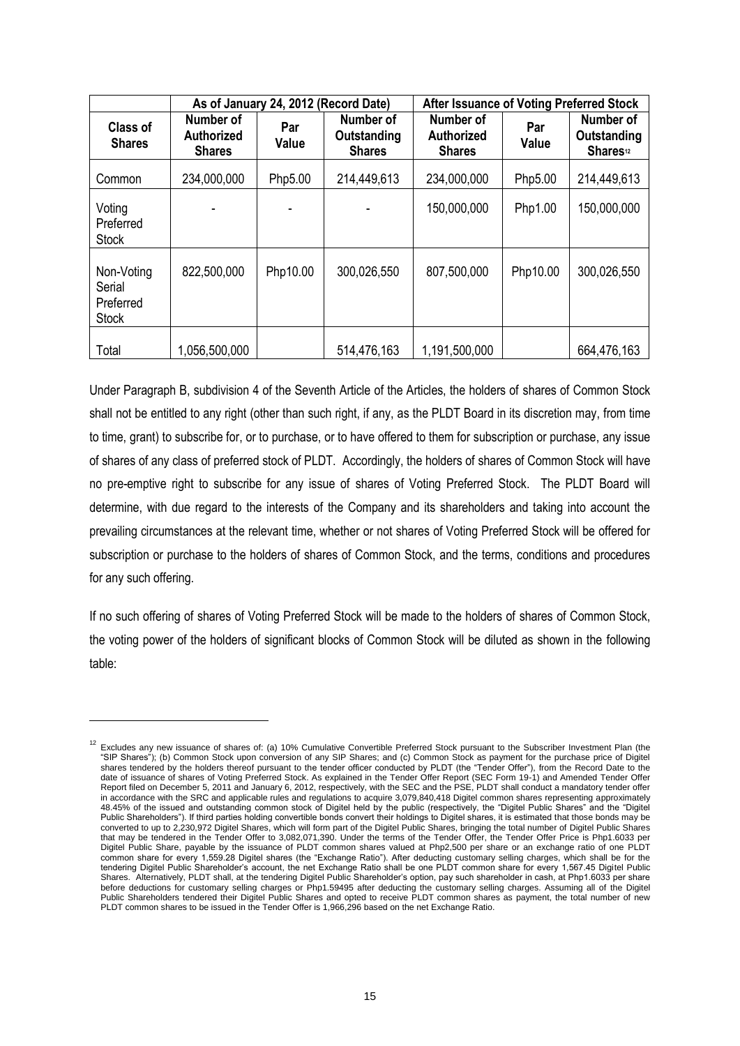| Class of Shares | As of January 24, 2012 (Record Date) | | | After Issuance of Voting Preferred Stock | | |
|---|---|---|---|---|---|---|
| | Number of Authorized Shares | Par Value | Number of Outstanding Shares | Number of Authorized Shares | Par Value | Number of Outstanding Shares[12] |
| Common | 234,000,000 | Php5.00 | 214,449,613 | 234,000,000 | Php5.00 | 214,449,613 |
| Voting Preferred Stock | - | - | - | 150,000,000 | Php1.00 | 150,000,000 |
| Non-Voting Serial Preferred Stock | 822,500,000 | Php10.00 | 300,026,550 | 807,500,000 | Php10.00 | 300,026,550 |
| Total | 1,056,500,000 | | 514,476,163 | 1,191,500,000 | | 664,476,163 |

Under Paragraph B, subdivision 4 of the Seventh Article of the Articles, the holders of shares of Common Stock shall not be entitled to any right (other than such right, if any, as the PLDT Board in its discretion may, from time to time, grant) to subscribe for, or to purchase, or to have offered to them for subscription or purchase, any issue of shares of any class of preferred stock of PLDT. Accordingly, the holders of shares of Common Stock will have no pre-emptive right to subscribe for any issue of shares of Voting Preferred Stock. The PLDT Board will determine, with due regard to the interests of the Company and its shareholders and taking into account the prevailing circumstances at the relevant time, whether or not shares of Voting Preferred Stock will be offered for subscription or purchase to the holders of shares of Common Stock, and the terms, conditions and procedures for any such offering.

If no such offering of shares of Voting Preferred Stock will be made to the holders of shares of Common Stock, the voting power of the holders of significant blocks of Common Stock will be diluted as shown in the following table:

[12] Excludes any new issuance of shares of: (a) 10% Cumulative Convertible Preferred Stock pursuant to the Subscriber Investment Plan (the "SIP Shares"); (b) Common Stock upon conversion of any SIP Shares; and (c) Common Stock as payment for the purchase price of Digitel shares tendered by the holders thereof pursuant to the tender officer conducted by PLDT (the "Tender Offer"), from the Record Date to the date of issuance of shares of Voting Preferred Stock. As explained in the Tender Offer Report (SEC Form 19-1) and Amended Tender Offer Report filed on December 5, 2011 and January 6, 2012, respectively, with the SEC and the PSE, PLDT shall conduct a mandatory tender offer in accordance with the SRC and applicable rules and regulations to acquire 3,079,840,418 Digitel common shares representing approximately 48.45% of the issued and outstanding common stock of Digitel held by the public (respectively, the "Digitel Public Shares" and the "Digitel Public Shareholders"). If third parties holding convertible bonds convert their holdings to Digitel shares, it is estimated that those bonds may be converted to up to 2,230,972 Digitel Shares, which will form part of the Digitel Public Shares, bringing the total number of Digitel Public Shares that may be tendered in the Tender Offer to 3,082,071,390. Under the terms of the Tender Offer, the Tender Offer Price is Php1.6033 per Digitel Public Share, payable by the issuance of PLDT common shares valued at Php2,500 per share or an exchange ratio of one PLDT common share for every 1,559.28 Digitel shares (the "Exchange Ratio"). After deducting customary selling charges, which shall be for the tendering Digitel Public Shareholder's account, the net Exchange Ratio shall be one PLDT common share for every 1,567.45 Digitel Public Shares. Alternatively, PLDT shall, at the tendering Digitel Public Shareholder's option, pay such shareholder in cash, at Php1.6033 per share before deductions for customary selling charges or Php1.59495 after deducting the customary selling charges. Assuming all of the Digitel Public Shareholders tendered their Digitel Public Shares and opted to receive PLDT common shares as payment, the total number of new PLDT common shares to be issued in the Tender Offer is 1,966,296 based on the net Exchange Ratio.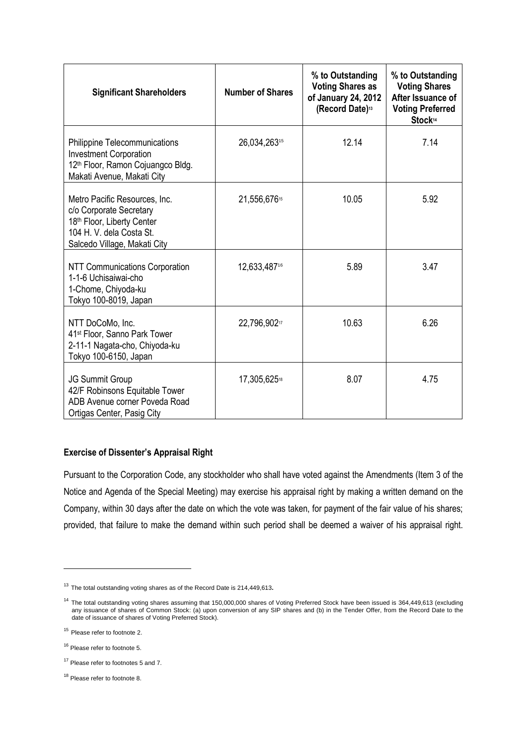| Significant Shareholders | Number of Shares | % to Outstanding Voting Shares as of January 24, 2012 (Record Date)[13] | % to Outstanding Voting Shares After Issuance of Voting Preferred Stock[14] |
|---|---|---|---|
| Philippine Telecommunications Investment Corporation<br>12th Floor, Ramon Cojuangco Bldg.<br>Makati Avenue, Makati City | 26,034,263[15] | 12.14 | 7.14 |
| Metro Pacific Resources, Inc.<br>c/o Corporate Secretary<br>18th Floor, Liberty Center<br>104 H. V. dela Costa St.<br>Salcedo Village, Makati City | 21,556,676[15] | 10.05 | 5.92 |
| NTT Communications Corporation<br>1-1-6 Uchisaiwai-cho<br>1-Chome, Chiyoda-ku<br>Tokyo 100-8019, Japan | 12,633,487[16] | 5.89 | 3.47 |
| NTT DoCoMo, Inc.<br>41st Floor, Sanno Park Tower<br>2-11-1 Nagata-cho, Chiyoda-ku<br>Tokyo 100-6150, Japan | 22,796,902[17] | 10.63 | 6.26 |
| JG Summit Group<br>42/F Robinsons Equitable Tower<br>ADB Avenue corner Poveda Road<br>Ortigas Center, Pasig City | 17,305,625[18] | 8.07 | 4.75 |

**Exercise of Dissenter's Appraisal Right**

Pursuant to the Corporation Code, any stockholder who shall have voted against the Amendments (Item 3 of the Notice and Agenda of the Special Meeting) may exercise his appraisal right by making a written demand on the Company, within 30 days after the date on which the vote was taken, for payment of the fair value of his shares; provided, that failure to make the demand within such period shall be deemed a waiver of his appraisal right.

[13] The total outstanding voting shares as of the Record Date is 214,449,613.

[14] The total outstanding voting shares assuming that 150,000,000 shares of Voting Preferred Stock have been issued is 364,449,613 (excluding any issuance of shares of Common Stock: (a) upon conversion of any SIP shares and (b) in the Tender Offer, from the Record Date to the date of issuance of shares of Voting Preferred Stock).

[15] Please refer to footnote 2.

[16] Please refer to footnote 5.

[17] Please refer to footnotes 5 and 7.

[18] Please refer to footnote 8.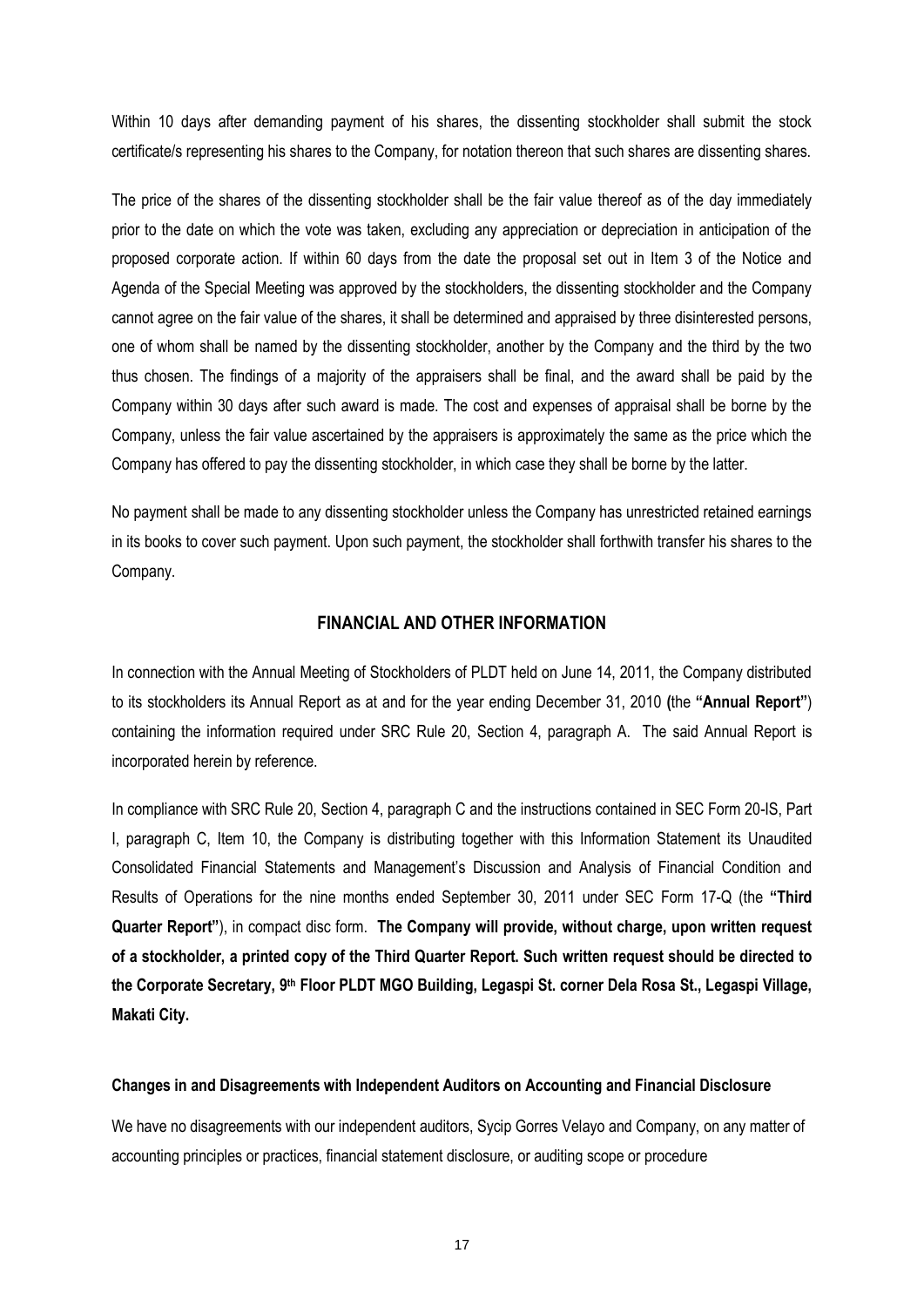Within 10 days after demanding payment of his shares, the dissenting stockholder shall submit the stock certificate/s representing his shares to the Company, for notation thereon that such shares are dissenting shares.

The price of the shares of the dissenting stockholder shall be the fair value thereof as of the day immediately prior to the date on which the vote was taken, excluding any appreciation or depreciation in anticipation of the proposed corporate action. If within 60 days from the date the proposal set out in Item 3 of the Notice and Agenda of the Special Meeting was approved by the stockholders, the dissenting stockholder and the Company cannot agree on the fair value of the shares, it shall be determined and appraised by three disinterested persons, one of whom shall be named by the dissenting stockholder, another by the Company and the third by the two thus chosen. The findings of a majority of the appraisers shall be final, and the award shall be paid by the Company within 30 days after such award is made. The cost and expenses of appraisal shall be borne by the Company, unless the fair value ascertained by the appraisers is approximately the same as the price which the Company has offered to pay the dissenting stockholder, in which case they shall be borne by the latter.

No payment shall be made to any dissenting stockholder unless the Company has unrestricted retained earnings in its books to cover such payment. Upon such payment, the stockholder shall forthwith transfer his shares to the Company.

## FINANCIAL AND OTHER INFORMATION

In connection with the Annual Meeting of Stockholders of PLDT held on June 14, 2011, the Company distributed to its stockholders its Annual Report as at and for the year ending December 31, 2010 **(**the **"Annual Report"**) containing the information required under SRC Rule 20, Section 4, paragraph A. The said Annual Report is incorporated herein by reference.

In compliance with SRC Rule 20, Section 4, paragraph C and the instructions contained in SEC Form 20-IS, Part I, paragraph C, Item 10, the Company is distributing together with this Information Statement its Unaudited Consolidated Financial Statements and Management's Discussion and Analysis of Financial Condition and Results of Operations for the nine months ended September 30, 2011 under SEC Form 17-Q (the **"Third Quarter Report"**), in compact disc form. **The Company will provide, without charge, upon written request of a stockholder, a printed copy of the Third Quarter Report. Such written request should be directed to the Corporate Secretary, 9th Floor PLDT MGO Building, Legaspi St. corner Dela Rosa St., Legaspi Village, Makati City.**

### Changes in and Disagreements with Independent Auditors on Accounting and Financial Disclosure

We have no disagreements with our independent auditors, Sycip Gorres Velayo and Company, on any matter of accounting principles or practices, financial statement disclosure, or auditing scope or procedure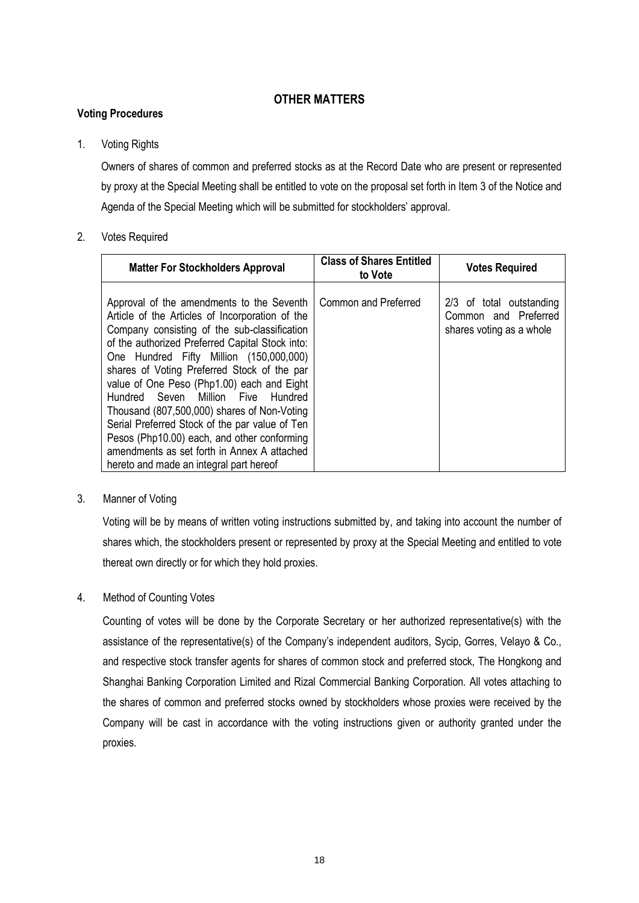## OTHER MATTERS

### Voting Procedures

1. Voting Rights

   Owners of shares of common and preferred stocks as at the Record Date who are present or represented by proxy at the Special Meeting shall be entitled to vote on the proposal set forth in Item 3 of the Notice and Agenda of the Special Meeting which will be submitted for stockholders' approval.

2. Votes Required

| Matter For Stockholders Approval | Class of Shares Entitled to Vote | Votes Required |
|---|---|---|
| Approval of the amendments to the Seventh Article of the Articles of Incorporation of the Company consisting of the sub-classification of the authorized Preferred Capital Stock into: One Hundred Fifty Million (150,000,000) shares of Voting Preferred Stock of the par value of One Peso (Php1.00) each and Eight Hundred Seven Million Five Hundred Thousand (807,500,000) shares of Non-Voting Serial Preferred Stock of the par value of Ten Pesos (Php10.00) each, and other conforming amendments as set forth in Annex A attached hereto and made an integral part hereof | Common and Preferred | 2/3 of total outstanding Common and Preferred shares voting as a whole |

3. Manner of Voting

   Voting will be by means of written voting instructions submitted by, and taking into account the number of shares which, the stockholders present or represented by proxy at the Special Meeting and entitled to vote thereat own directly or for which they hold proxies.

4. Method of Counting Votes

   Counting of votes will be done by the Corporate Secretary or her authorized representative(s) with the assistance of the representative(s) of the Company's independent auditors, Sycip, Gorres, Velayo & Co., and respective stock transfer agents for shares of common stock and preferred stock, The Hongkong and Shanghai Banking Corporation Limited and Rizal Commercial Banking Corporation. All votes attaching to the shares of common and preferred stocks owned by stockholders whose proxies were received by the Company will be cast in accordance with the voting instructions given or authority granted under the proxies.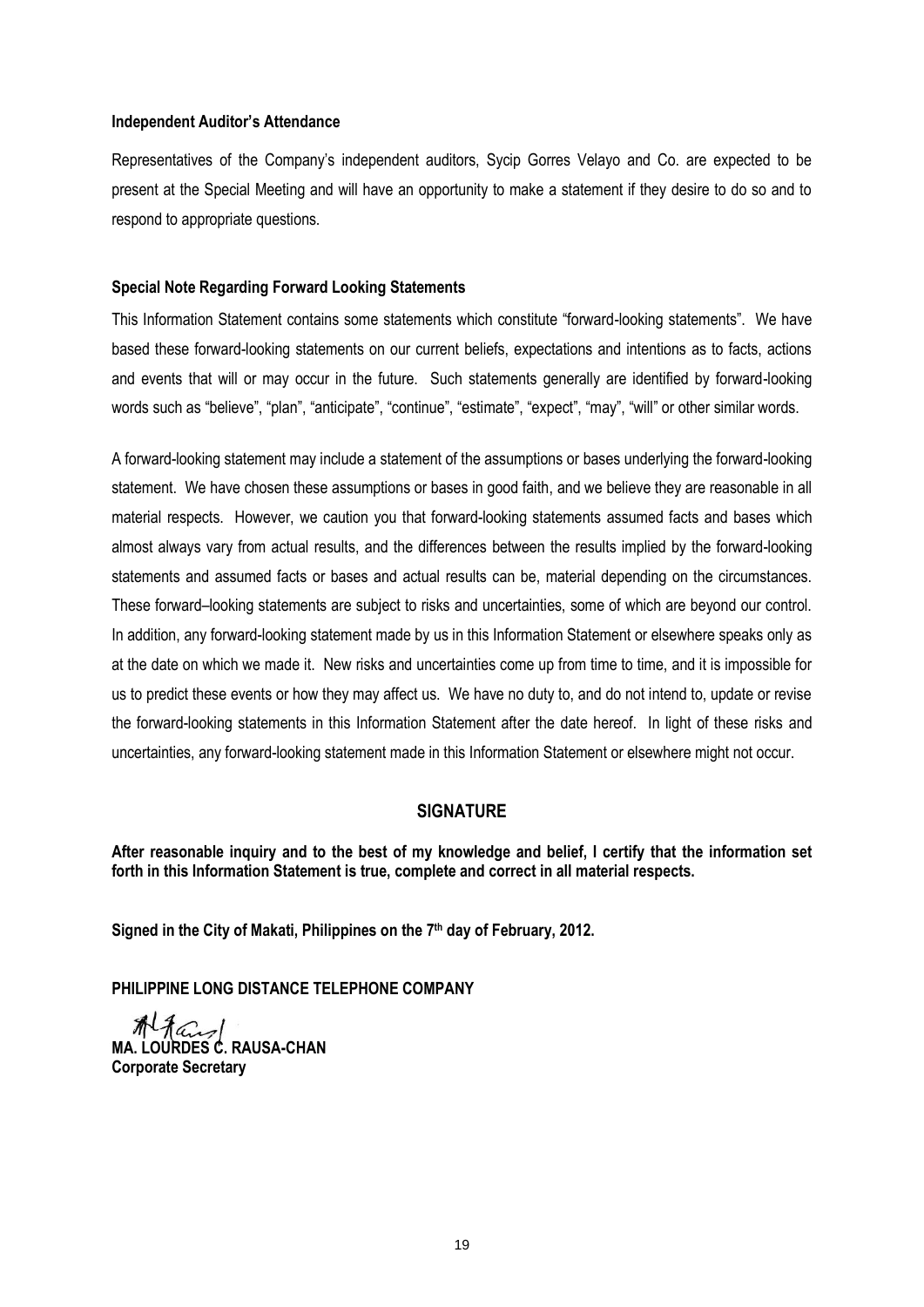**Independent Auditor's Attendance**

Representatives of the Company's independent auditors, Sycip Gorres Velayo and Co. are expected to be present at the Special Meeting and will have an opportunity to make a statement if they desire to do so and to respond to appropriate questions.

**Special Note Regarding Forward Looking Statements**

This Information Statement contains some statements which constitute "forward-looking statements". We have based these forward-looking statements on our current beliefs, expectations and intentions as to facts, actions and events that will or may occur in the future. Such statements generally are identified by forward-looking words such as "believe", "plan", "anticipate", "continue", "estimate", "expect", "may", "will" or other similar words.

A forward-looking statement may include a statement of the assumptions or bases underlying the forward-looking statement. We have chosen these assumptions or bases in good faith, and we believe they are reasonable in all material respects. However, we caution you that forward-looking statements assumed facts and bases which almost always vary from actual results, and the differences between the results implied by the forward-looking statements and assumed facts or bases and actual results can be, material depending on the circumstances. These forward–looking statements are subject to risks and uncertainties, some of which are beyond our control. In addition, any forward-looking statement made by us in this Information Statement or elsewhere speaks only as at the date on which we made it. New risks and uncertainties come up from time to time, and it is impossible for us to predict these events or how they may affect us. We have no duty to, and do not intend to, update or revise the forward-looking statements in this Information Statement after the date hereof. In light of these risks and uncertainties, any forward-looking statement made in this Information Statement or elsewhere might not occur.

## SIGNATURE

**After reasonable inquiry and to the best of my knowledge and belief, I certify that the information set forth in this Information Statement is true, complete and correct in all material respects.**

**Signed in the City of Makati, Philippines on the 7th day of February, 2012.**

**PHILIPPINE LONG DISTANCE TELEPHONE COMPANY**

**MA. LOURDES C. RAUSA-CHAN**
**Corporate Secretary**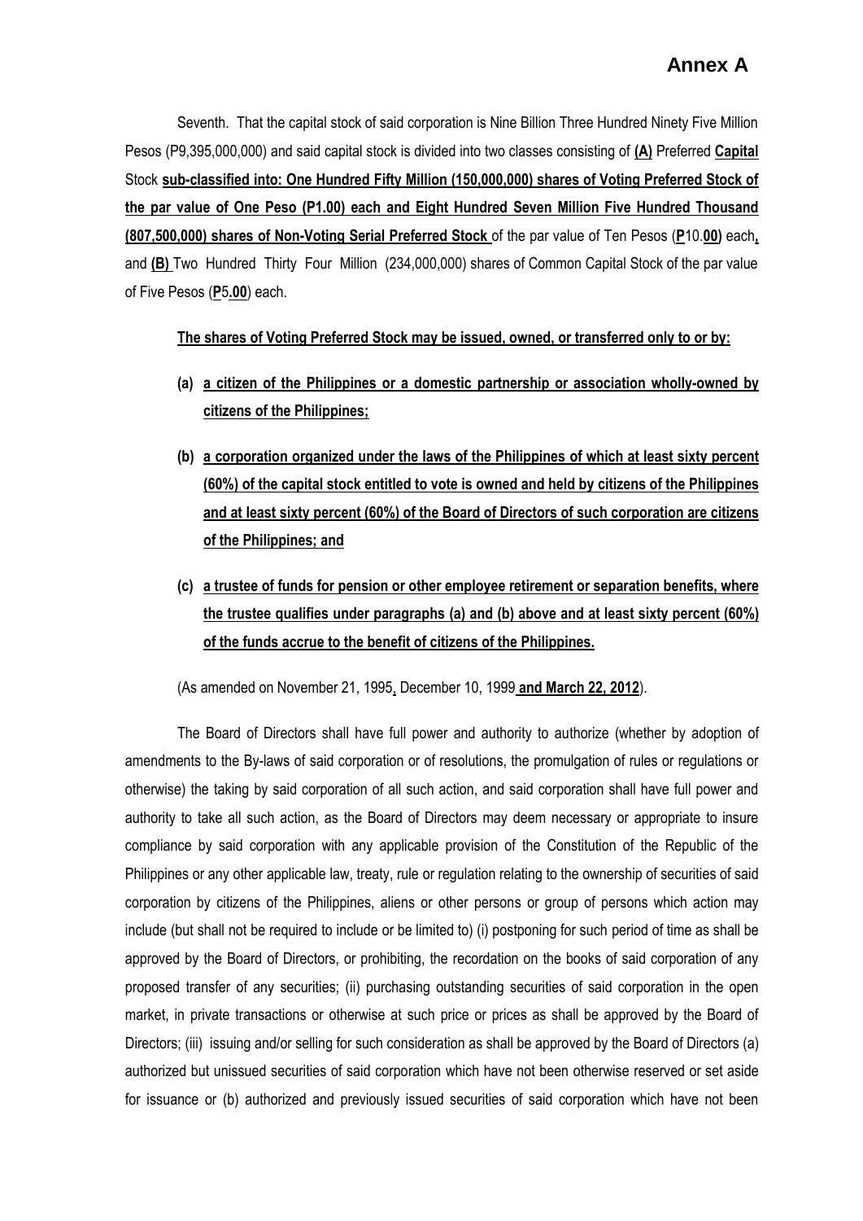# Annex A

Seventh. That the capital stock of said corporation is Nine Billion Three Hundred Ninety Five Million Pesos (P9,395,000,000) and said capital stock is divided into two classes consisting of **(A)** Preferred **Capital** Stock **sub-classified into: One Hundred Fifty Million (150,000,000) shares of Voting Preferred Stock of the par value of One Peso (P1.00) each and Eight Hundred Seven Million Five Hundred Thousand (807,500,000) shares of Non-Voting Serial Preferred Stock** of the par value of Ten Pesos (**P**10.**00)** each**,** and **(B)** Two Hundred Thirty Four Million (234,000,000) shares of Common Capital Stock of the par value of Five Pesos (**P**5**.00**) each.

**The shares of Voting Preferred Stock may be issued, owned, or transferred only to or by:**

**(a) a citizen of the Philippines or a domestic partnership or association wholly-owned by citizens of the Philippines;**

**(b) a corporation organized under the laws of the Philippines of which at least sixty percent (60%) of the capital stock entitled to vote is owned and held by citizens of the Philippines and at least sixty percent (60%) of the Board of Directors of such corporation are citizens of the Philippines; and**

**(c) a trustee of funds for pension or other employee retirement or separation benefits, where the trustee qualifies under paragraphs (a) and (b) above and at least sixty percent (60%) of the funds accrue to the benefit of citizens of the Philippines.**

(As amended on November 21, 1995**,** December 10, 1999 **and March 22, 2012**).

The Board of Directors shall have full power and authority to authorize (whether by adoption of amendments to the By-laws of said corporation or of resolutions, the promulgation of rules or regulations or otherwise) the taking by said corporation of all such action, and said corporation shall have full power and authority to take all such action, as the Board of Directors may deem necessary or appropriate to insure compliance by said corporation with any applicable provision of the Constitution of the Republic of the Philippines or any other applicable law, treaty, rule or regulation relating to the ownership of securities of said corporation by citizens of the Philippines, aliens or other persons or group of persons which action may include (but shall not be required to include or be limited to) (i) postponing for such period of time as shall be approved by the Board of Directors, or prohibiting, the recordation on the books of said corporation of any proposed transfer of any securities; (ii) purchasing outstanding securities of said corporation in the open market, in private transactions or otherwise at such price or prices as shall be approved by the Board of Directors; (iii) issuing and/or selling for such consideration as shall be approved by the Board of Directors (a) authorized but unissued securities of said corporation which have not been otherwise reserved or set aside for issuance or (b) authorized and previously issued securities of said corporation which have not been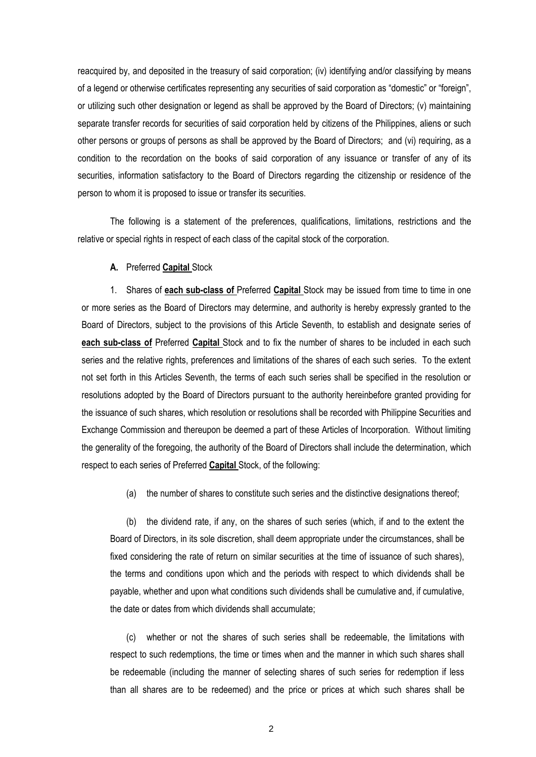reacquired by, and deposited in the treasury of said corporation; (iv) identifying and/or classifying by means of a legend or otherwise certificates representing any securities of said corporation as "domestic" or "foreign", or utilizing such other designation or legend as shall be approved by the Board of Directors; (v) maintaining separate transfer records for securities of said corporation held by citizens of the Philippines, aliens or such other persons or groups of persons as shall be approved by the Board of Directors; and (vi) requiring, as a condition to the recordation on the books of said corporation of any issuance or transfer of any of its securities, information satisfactory to the Board of Directors regarding the citizenship or residence of the person to whom it is proposed to issue or transfer its securities.

The following is a statement of the preferences, qualifications, limitations, restrictions and the relative or special rights in respect of each class of the capital stock of the corporation.

**A.** Preferred **Capital** Stock

1. Shares of **each sub-class of** Preferred **Capital** Stock may be issued from time to time in one or more series as the Board of Directors may determine, and authority is hereby expressly granted to the Board of Directors, subject to the provisions of this Article Seventh, to establish and designate series of **each sub-class of** Preferred **Capital** Stock and to fix the number of shares to be included in each such series and the relative rights, preferences and limitations of the shares of each such series. To the extent not set forth in this Articles Seventh, the terms of each such series shall be specified in the resolution or resolutions adopted by the Board of Directors pursuant to the authority hereinbefore granted providing for the issuance of such shares, which resolution or resolutions shall be recorded with Philippine Securities and Exchange Commission and thereupon be deemed a part of these Articles of Incorporation. Without limiting the generality of the foregoing, the authority of the Board of Directors shall include the determination, which respect to each series of Preferred **Capital** Stock, of the following:

(a) the number of shares to constitute such series and the distinctive designations thereof;

(b) the dividend rate, if any, on the shares of such series (which, if and to the extent the Board of Directors, in its sole discretion, shall deem appropriate under the circumstances, shall be fixed considering the rate of return on similar securities at the time of issuance of such shares), the terms and conditions upon which and the periods with respect to which dividends shall be payable, whether and upon what conditions such dividends shall be cumulative and, if cumulative, the date or dates from which dividends shall accumulate;

(c) whether or not the shares of such series shall be redeemable, the limitations with respect to such redemptions, the time or times when and the manner in which such shares shall be redeemable (including the manner of selecting shares of such series for redemption if less than all shares are to be redeemed) and the price or prices at which such shares shall be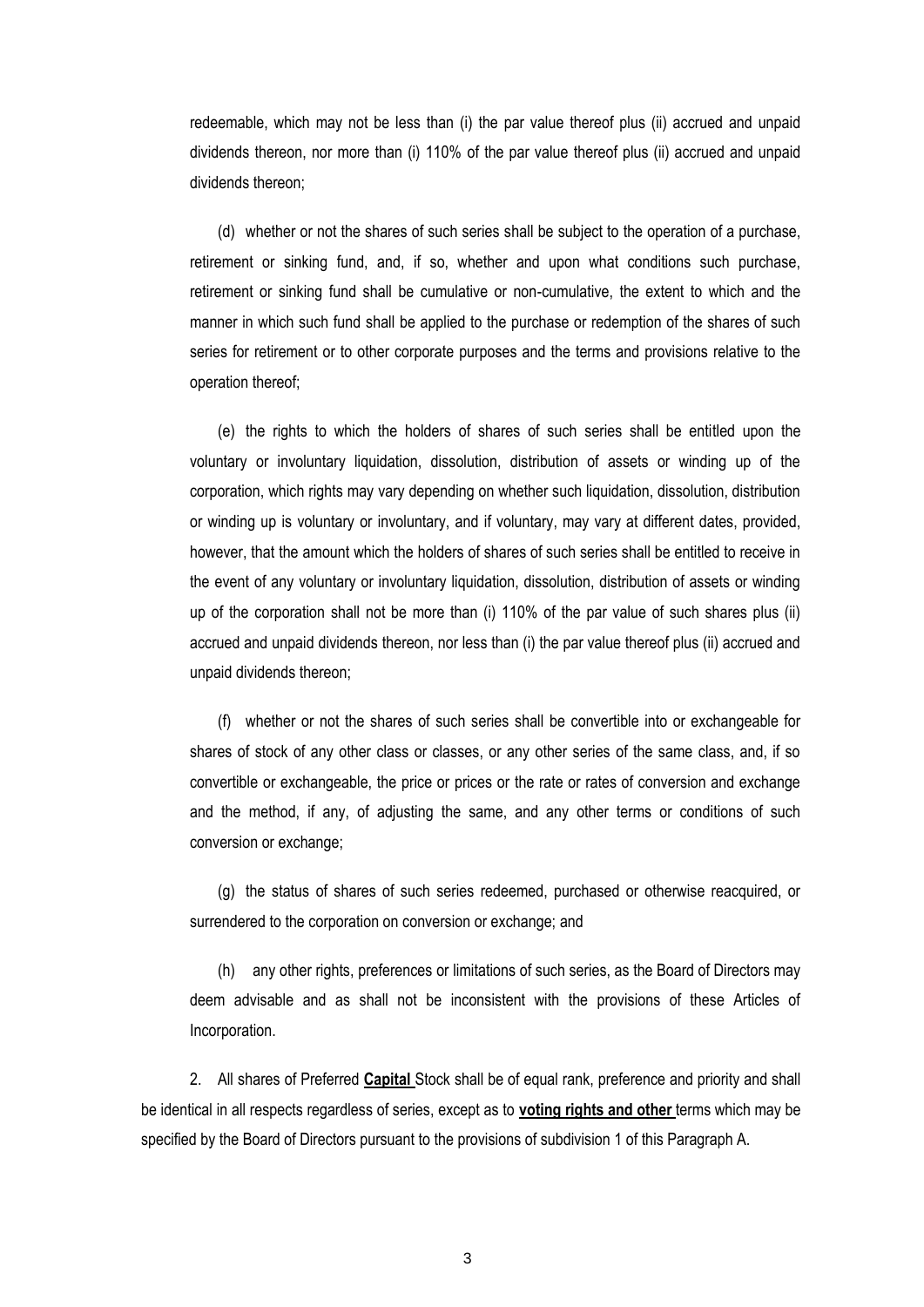redeemable, which may not be less than (i) the par value thereof plus (ii) accrued and unpaid dividends thereon, nor more than (i) 110% of the par value thereof plus (ii) accrued and unpaid dividends thereon;

(d) whether or not the shares of such series shall be subject to the operation of a purchase, retirement or sinking fund, and, if so, whether and upon what conditions such purchase, retirement or sinking fund shall be cumulative or non-cumulative, the extent to which and the manner in which such fund shall be applied to the purchase or redemption of the shares of such series for retirement or to other corporate purposes and the terms and provisions relative to the operation thereof;

(e) the rights to which the holders of shares of such series shall be entitled upon the voluntary or involuntary liquidation, dissolution, distribution of assets or winding up of the corporation, which rights may vary depending on whether such liquidation, dissolution, distribution or winding up is voluntary or involuntary, and if voluntary, may vary at different dates, provided, however, that the amount which the holders of shares of such series shall be entitled to receive in the event of any voluntary or involuntary liquidation, dissolution, distribution of assets or winding up of the corporation shall not be more than (i) 110% of the par value of such shares plus (ii) accrued and unpaid dividends thereon, nor less than (i) the par value thereof plus (ii) accrued and unpaid dividends thereon;

(f) whether or not the shares of such series shall be convertible into or exchangeable for shares of stock of any other class or classes, or any other series of the same class, and, if so convertible or exchangeable, the price or prices or the rate or rates of conversion and exchange and the method, if any, of adjusting the same, and any other terms or conditions of such conversion or exchange;

(g) the status of shares of such series redeemed, purchased or otherwise reacquired, or surrendered to the corporation on conversion or exchange; and

(h) any other rights, preferences or limitations of such series, as the Board of Directors may deem advisable and as shall not be inconsistent with the provisions of these Articles of Incorporation.

2. All shares of Preferred **Capital** Stock shall be of equal rank, preference and priority and shall be identical in all respects regardless of series, except as to **voting rights and other** terms which may be specified by the Board of Directors pursuant to the provisions of subdivision 1 of this Paragraph A.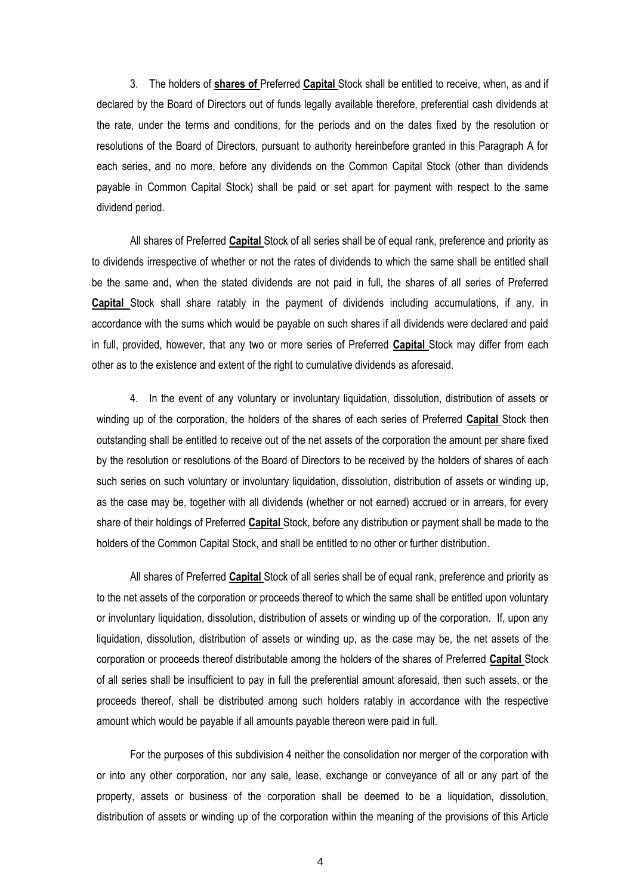3. The holders of **shares of** Preferred **Capital** Stock shall be entitled to receive, when, as and if declared by the Board of Directors out of funds legally available therefore, preferential cash dividends at the rate, under the terms and conditions, for the periods and on the dates fixed by the resolution or resolutions of the Board of Directors, pursuant to authority hereinbefore granted in this Paragraph A for each series, and no more, before any dividends on the Common Capital Stock (other than dividends payable in Common Capital Stock) shall be paid or set apart for payment with respect to the same dividend period.

All shares of Preferred **Capital** Stock of all series shall be of equal rank, preference and priority as to dividends irrespective of whether or not the rates of dividends to which the same shall be entitled shall be the same and, when the stated dividends are not paid in full, the shares of all series of Preferred **Capital** Stock shall share ratably in the payment of dividends including accumulations, if any, in accordance with the sums which would be payable on such shares if all dividends were declared and paid in full, provided, however, that any two or more series of Preferred **Capital** Stock may differ from each other as to the existence and extent of the right to cumulative dividends as aforesaid.

4. In the event of any voluntary or involuntary liquidation, dissolution, distribution of assets or winding up of the corporation, the holders of the shares of each series of Preferred **Capital** Stock then outstanding shall be entitled to receive out of the net assets of the corporation the amount per share fixed by the resolution or resolutions of the Board of Directors to be received by the holders of shares of each such series on such voluntary or involuntary liquidation, dissolution, distribution of assets or winding up, as the case may be, together with all dividends (whether or not earned) accrued or in arrears, for every share of their holdings of Preferred **Capital** Stock, before any distribution or payment shall be made to the holders of the Common Capital Stock, and shall be entitled to no other or further distribution.

All shares of Preferred **Capital** Stock of all series shall be of equal rank, preference and priority as to the net assets of the corporation or proceeds thereof to which the same shall be entitled upon voluntary or involuntary liquidation, dissolution, distribution of assets or winding up of the corporation. If, upon any liquidation, dissolution, distribution of assets or winding up, as the case may be, the net assets of the corporation or proceeds thereof distributable among the holders of the shares of Preferred **Capital** Stock of all series shall be insufficient to pay in full the preferential amount aforesaid, then such assets, or the proceeds thereof, shall be distributed among such holders ratably in accordance with the respective amount which would be payable if all amounts payable thereon were paid in full.

For the purposes of this subdivision 4 neither the consolidation nor merger of the corporation with or into any other corporation, nor any sale, lease, exchange or conveyance of all or any part of the property, assets or business of the corporation shall be deemed to be a liquidation, dissolution, distribution of assets or winding up of the corporation within the meaning of the provisions of this Article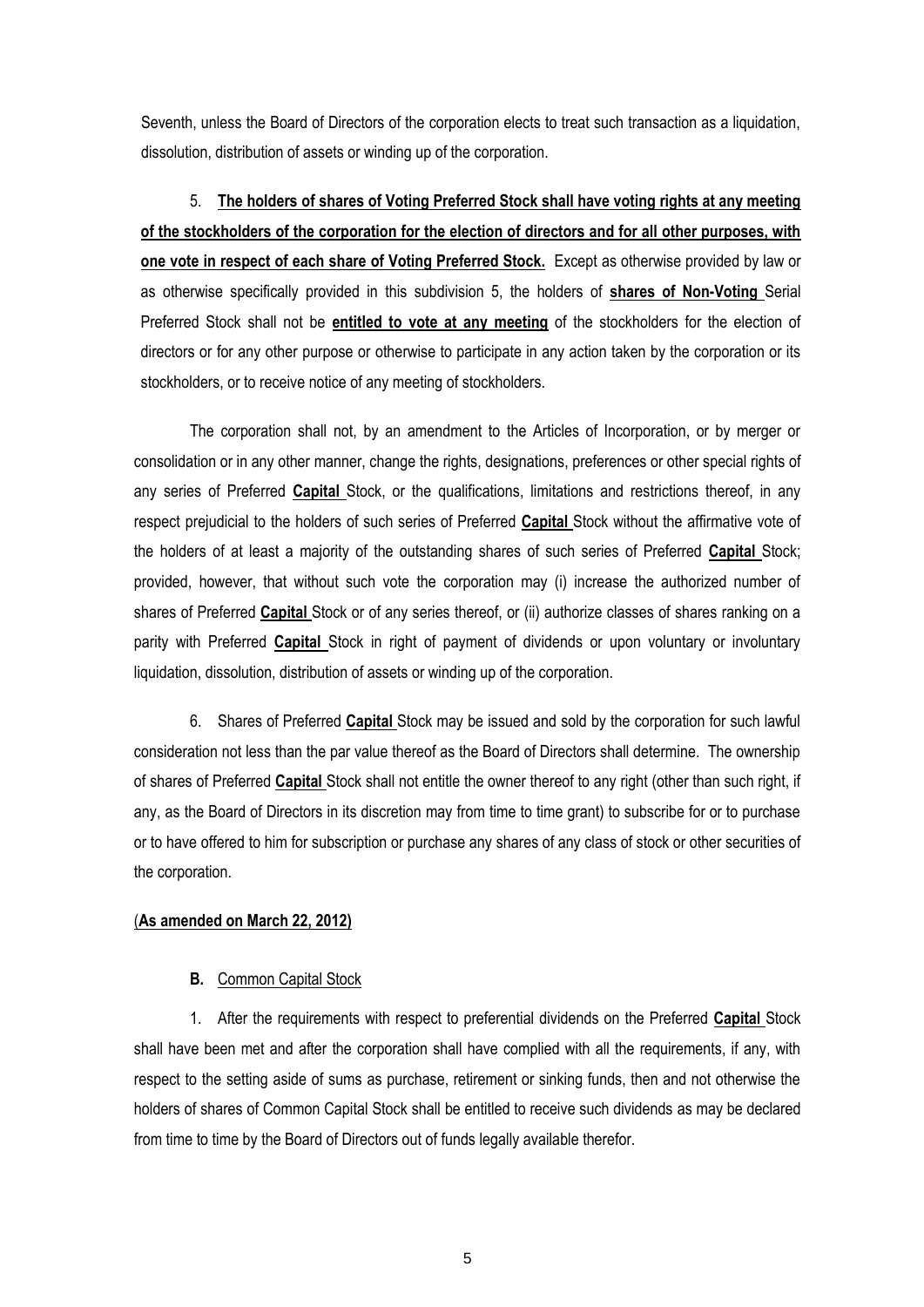Seventh, unless the Board of Directors of the corporation elects to treat such transaction as a liquidation, dissolution, distribution of assets or winding up of the corporation.

5. **The holders of shares of Voting Preferred Stock shall have voting rights at any meeting of the stockholders of the corporation for the election of directors and for all other purposes, with one vote in respect of each share of Voting Preferred Stock.** Except as otherwise provided by law or as otherwise specifically provided in this subdivision 5, the holders of **shares of Non-Voting** Serial Preferred Stock shall not be **entitled to vote at any meeting** of the stockholders for the election of directors or for any other purpose or otherwise to participate in any action taken by the corporation or its stockholders, or to receive notice of any meeting of stockholders.

The corporation shall not, by an amendment to the Articles of Incorporation, or by merger or consolidation or in any other manner, change the rights, designations, preferences or other special rights of any series of Preferred **Capital** Stock, or the qualifications, limitations and restrictions thereof, in any respect prejudicial to the holders of such series of Preferred **Capital** Stock without the affirmative vote of the holders of at least a majority of the outstanding shares of such series of Preferred **Capital** Stock; provided, however, that without such vote the corporation may (i) increase the authorized number of shares of Preferred **Capital** Stock or of any series thereof, or (ii) authorize classes of shares ranking on a parity with Preferred **Capital** Stock in right of payment of dividends or upon voluntary or involuntary liquidation, dissolution, distribution of assets or winding up of the corporation.

6. Shares of Preferred **Capital** Stock may be issued and sold by the corporation for such lawful consideration not less than the par value thereof as the Board of Directors shall determine. The ownership of shares of Preferred **Capital** Stock shall not entitle the owner thereof to any right (other than such right, if any, as the Board of Directors in its discretion may from time to time grant) to subscribe for or to purchase or to have offered to him for subscription or purchase any shares of any class of stock or other securities of the corporation.

(**As amended on March 22, 2012)**

**B.** Common Capital Stock

1. After the requirements with respect to preferential dividends on the Preferred **Capital** Stock shall have been met and after the corporation shall have complied with all the requirements, if any, with respect to the setting aside of sums as purchase, retirement or sinking funds, then and not otherwise the holders of shares of Common Capital Stock shall be entitled to receive such dividends as may be declared from time to time by the Board of Directors out of funds legally available therefor.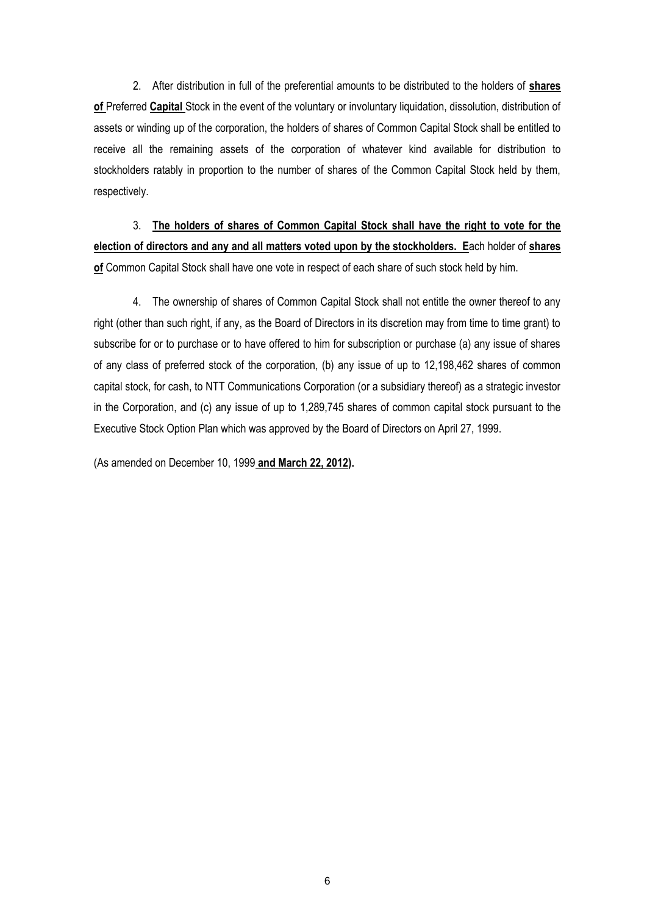2. After distribution in full of the preferential amounts to be distributed to the holders of **shares of** Preferred **Capital** Stock in the event of the voluntary or involuntary liquidation, dissolution, distribution of assets or winding up of the corporation, the holders of shares of Common Capital Stock shall be entitled to receive all the remaining assets of the corporation of whatever kind available for distribution to stockholders ratably in proportion to the number of shares of the Common Capital Stock held by them, respectively.

3. **The holders of shares of Common Capital Stock shall have the right to vote for the election of directors and any and all matters voted upon by the stockholders. E**ach holder of **shares of** Common Capital Stock shall have one vote in respect of each share of such stock held by him.

4. The ownership of shares of Common Capital Stock shall not entitle the owner thereof to any right (other than such right, if any, as the Board of Directors in its discretion may from time to time grant) to subscribe for or to purchase or to have offered to him for subscription or purchase (a) any issue of shares of any class of preferred stock of the corporation, (b) any issue of up to 12,198,462 shares of common capital stock, for cash, to NTT Communications Corporation (or a subsidiary thereof) as a strategic investor in the Corporation, and (c) any issue of up to 1,289,745 shares of common capital stock pursuant to the Executive Stock Option Plan which was approved by the Board of Directors on April 27, 1999.

(As amended on December 10, 1999 **and March 22, 2012).**